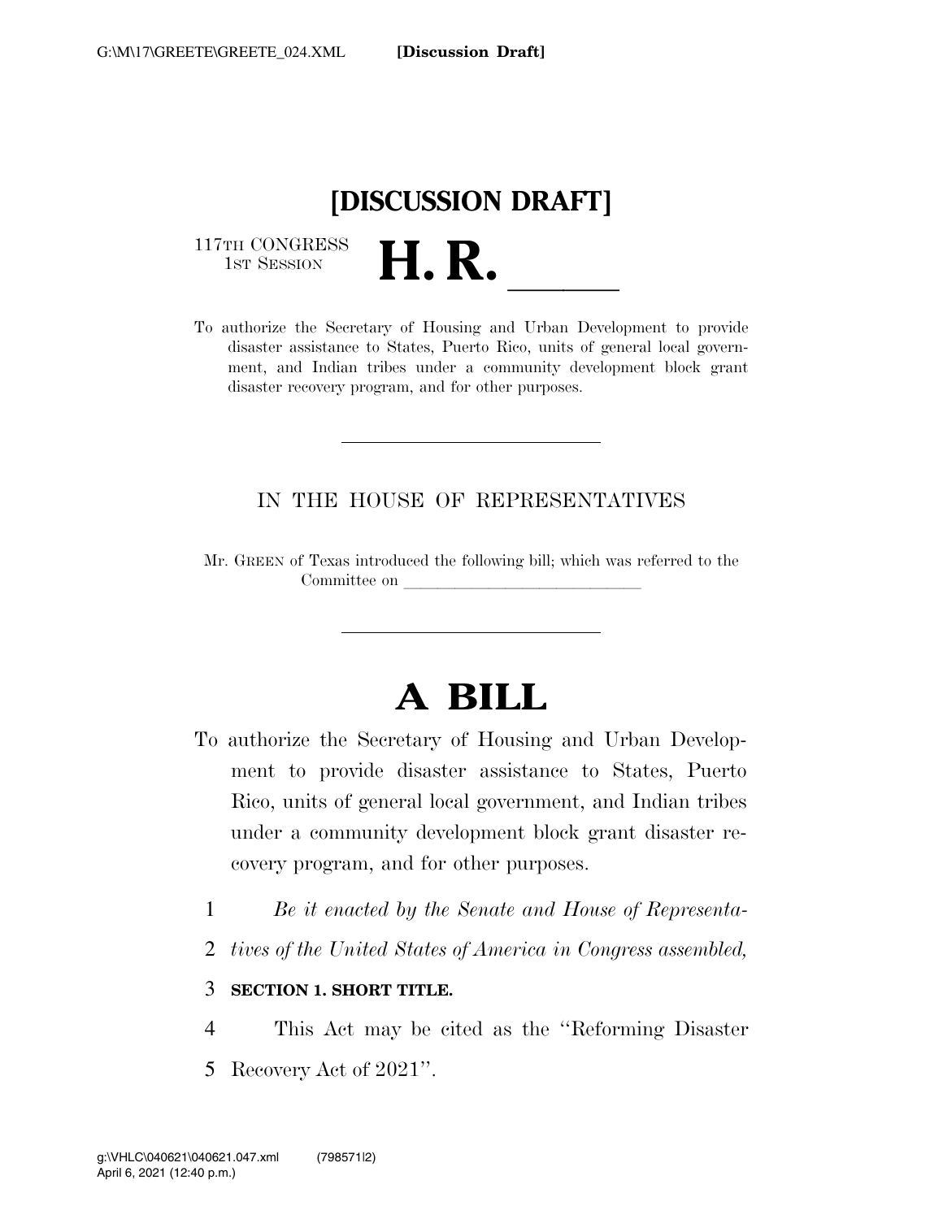# [DISCUSSION DRAFT]

117TH CONGRESS
1ST SESSION

# H. R. \_\_\_\_\_\_

To authorize the Secretary of Housing and Urban Development to provide disaster assistance to States, Puerto Rico, units of general local government, and Indian tribes under a community development block grant disaster recovery program, and for other purposes.

---

IN THE HOUSE OF REPRESENTATIVES

Mr. GREEN of Texas introduced the following bill; which was referred to the Committee on \_\_\_\_\_\_\_\_\_\_\_\_\_\_\_\_\_\_\_\_\_\_\_\_\_\_\_\_

---

# A BILL

To authorize the Secretary of Housing and Urban Development to provide disaster assistance to States, Puerto Rico, units of general local government, and Indian tribes under a community development block grant disaster recovery program, and for other purposes.

1 *Be it enacted by the Senate and House of Representa-*
2 *tives of the United States of America in Congress assembled,*

3 **SECTION 1. SHORT TITLE.**

4 This Act may be cited as the "Reforming Disaster
5 Recovery Act of 2021".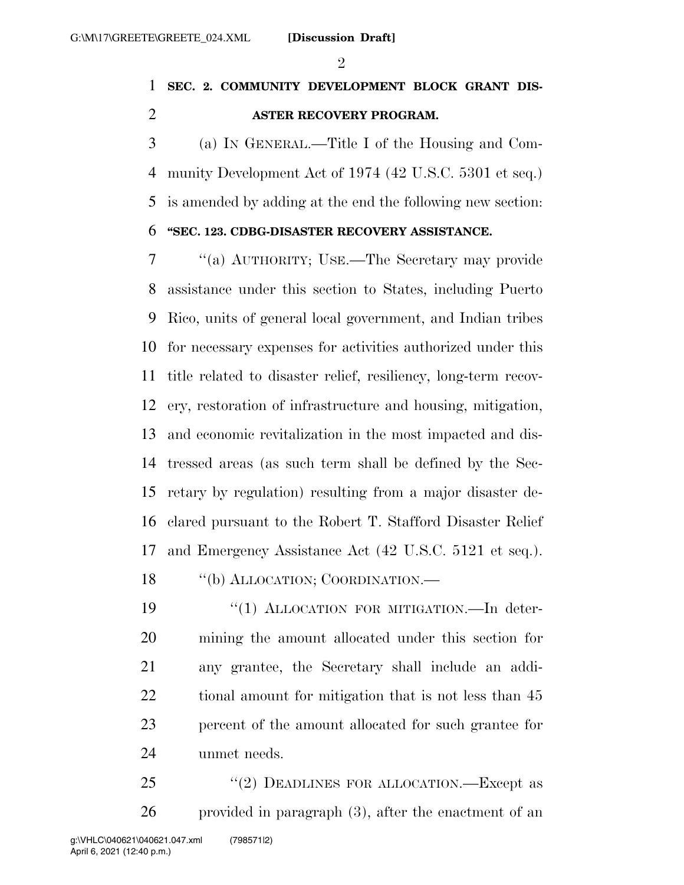**SEC. 2. COMMUNITY DEVELOPMENT BLOCK GRANT DISASTER RECOVERY PROGRAM.**

(a) IN GENERAL.—Title I of the Housing and Community Development Act of 1974 (42 U.S.C. 5301 et seq.) is amended by adding at the end the following new section:

**"SEC. 123. CDBG-DISASTER RECOVERY ASSISTANCE.**

"(a) AUTHORITY; USE.—The Secretary may provide assistance under this section to States, including Puerto Rico, units of general local government, and Indian tribes for necessary expenses for activities authorized under this title related to disaster relief, resiliency, long-term recovery, restoration of infrastructure and housing, mitigation, and economic revitalization in the most impacted and distressed areas (as such term shall be defined by the Secretary by regulation) resulting from a major disaster declared pursuant to the Robert T. Stafford Disaster Relief and Emergency Assistance Act (42 U.S.C. 5121 et seq.).

"(b) ALLOCATION; COORDINATION.—

"(1) ALLOCATION FOR MITIGATION.—In determining the amount allocated under this section for any grantee, the Secretary shall include an additional amount for mitigation that is not less than 45 percent of the amount allocated for such grantee for unmet needs.

"(2) DEADLINES FOR ALLOCATION.—Except as provided in paragraph (3), after the enactment of an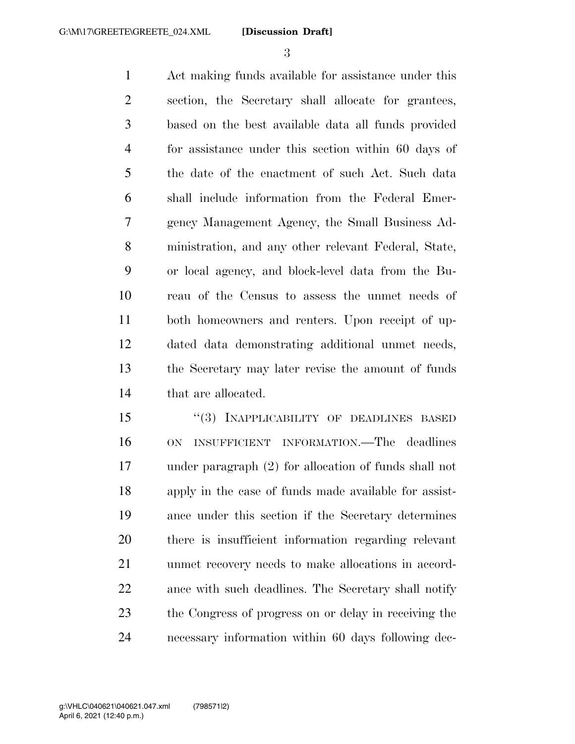Act making funds available for assistance under this section, the Secretary shall allocate for grantees, based on the best available data all funds provided for assistance under this section within 60 days of the date of the enactment of such Act. Such data shall include information from the Federal Emergency Management Agency, the Small Business Administration, and any other relevant Federal, State, or local agency, and block-level data from the Bureau of the Census to assess the unmet needs of both homeowners and renters. Upon receipt of updated data demonstrating additional unmet needs, the Secretary may later revise the amount of funds that are allocated.

"(3) INAPPLICABILITY OF DEADLINES BASED ON INSUFFICIENT INFORMATION.—The deadlines under paragraph (2) for allocation of funds shall not apply in the case of funds made available for assistance under this section if the Secretary determines there is insufficient information regarding relevant unmet recovery needs to make allocations in accordance with such deadlines. The Secretary shall notify the Congress of progress on or delay in receiving the necessary information within 60 days following dec-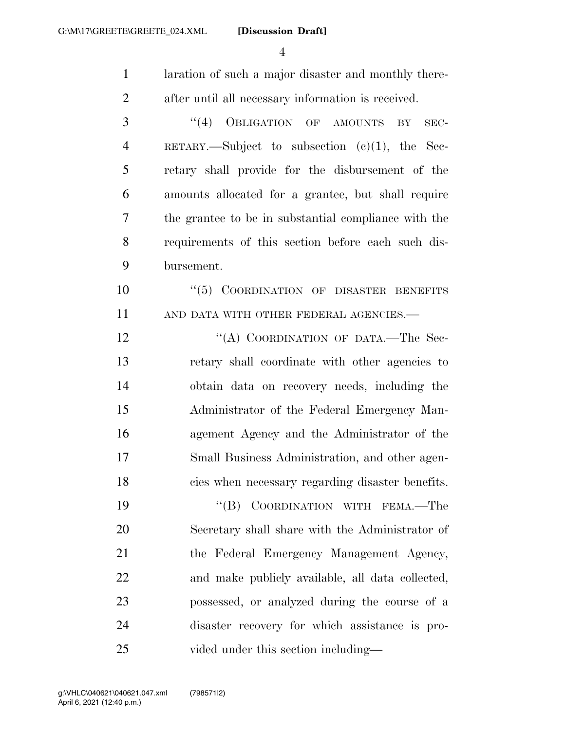laration of such a major disaster and monthly thereafter until all necessary information is received.

"(4) OBLIGATION OF AMOUNTS BY SECRETARY.—Subject to subsection (c)(1), the Secretary shall provide for the disbursement of the amounts allocated for a grantee, but shall require the grantee to be in substantial compliance with the requirements of this section before each such disbursement.

"(5) COORDINATION OF DISASTER BENEFITS AND DATA WITH OTHER FEDERAL AGENCIES.—

"(A) COORDINATION OF DATA.—The Secretary shall coordinate with other agencies to obtain data on recovery needs, including the Administrator of the Federal Emergency Management Agency and the Administrator of the Small Business Administration, and other agencies when necessary regarding disaster benefits.

"(B) COORDINATION WITH FEMA.—The Secretary shall share with the Administrator of the Federal Emergency Management Agency, and make publicly available, all data collected, possessed, or analyzed during the course of a disaster recovery for which assistance is provided under this section including—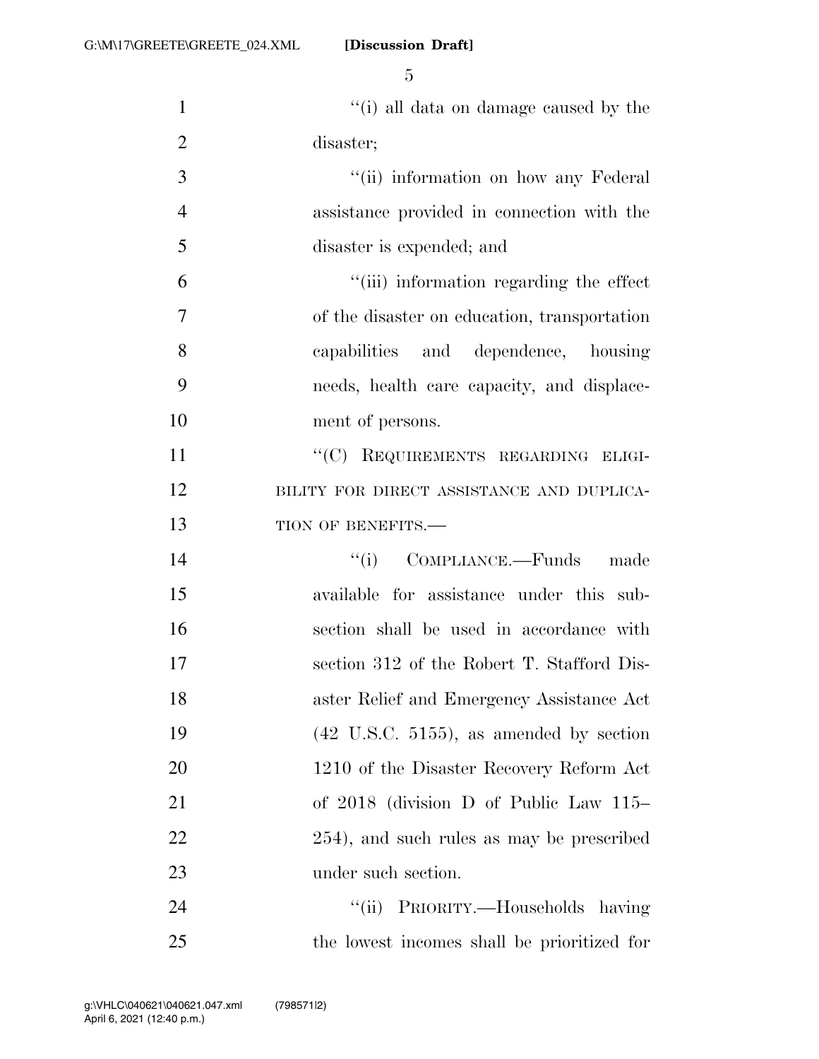"(i) all data on damage caused by the disaster;

"(ii) information on how any Federal assistance provided in connection with the disaster is expended; and

"(iii) information regarding the effect of the disaster on education, transportation capabilities and dependence, housing needs, health care capacity, and displacement of persons.

"(C) REQUIREMENTS REGARDING ELIGIBILITY FOR DIRECT ASSISTANCE AND DUPLICATION OF BENEFITS.—

"(i) COMPLIANCE.—Funds made available for assistance under this subsection shall be used in accordance with section 312 of the Robert T. Stafford Disaster Relief and Emergency Assistance Act (42 U.S.C. 5155), as amended by section 1210 of the Disaster Recovery Reform Act of 2018 (division D of Public Law 115–254), and such rules as may be prescribed under such section.

"(ii) PRIORITY.—Households having the lowest incomes shall be prioritized for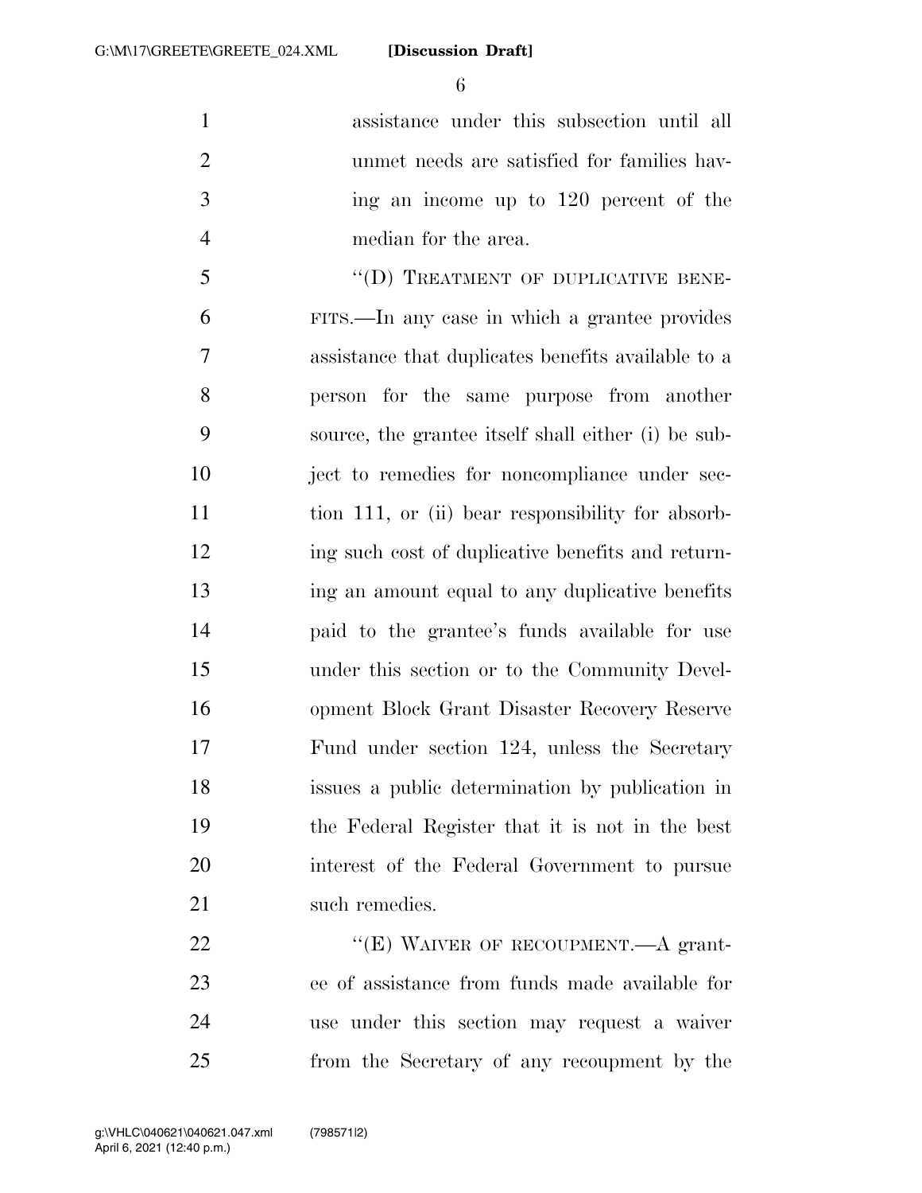assistance under this subsection until all unmet needs are satisfied for families having an income up to 120 percent of the median for the area.

"(D) TREATMENT OF DUPLICATIVE BENEFITS.—In any case in which a grantee provides assistance that duplicates benefits available to a person for the same purpose from another source, the grantee itself shall either (i) be subject to remedies for noncompliance under section 111, or (ii) bear responsibility for absorbing such cost of duplicative benefits and returning an amount equal to any duplicative benefits paid to the grantee's funds available for use under this section or to the Community Development Block Grant Disaster Recovery Reserve Fund under section 124, unless the Secretary issues a public determination by publication in the Federal Register that it is not in the best interest of the Federal Government to pursue such remedies.

"(E) WAIVER OF RECOUPMENT.—A grantee of assistance from funds made available for use under this section may request a waiver from the Secretary of any recoupment by the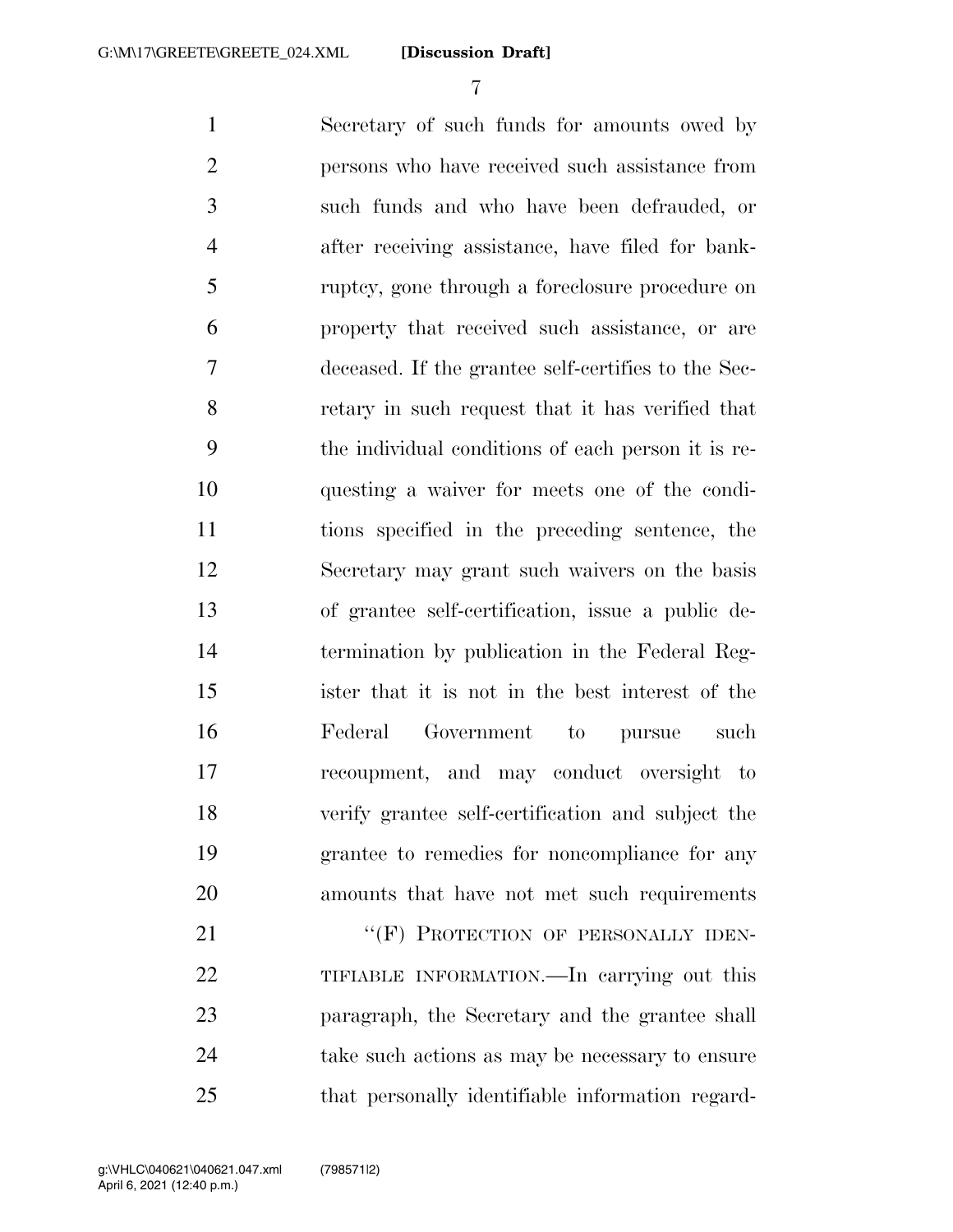Secretary of such funds for amounts owed by persons who have received such assistance from such funds and who have been defrauded, or after receiving assistance, have filed for bankruptcy, gone through a foreclosure procedure on property that received such assistance, or are deceased. If the grantee self-certifies to the Secretary in such request that it has verified that the individual conditions of each person it is requesting a waiver for meets one of the conditions specified in the preceding sentence, the Secretary may grant such waivers on the basis of grantee self-certification, issue a public determination by publication in the Federal Register that it is not in the best interest of the Federal Government to pursue such recoupment, and may conduct oversight to verify grantee self-certification and subject the grantee to remedies for noncompliance for any amounts that have not met such requirements

"(F) PROTECTION OF PERSONALLY IDENTIFIABLE INFORMATION.—In carrying out this paragraph, the Secretary and the grantee shall take such actions as may be necessary to ensure that personally identifiable information regard-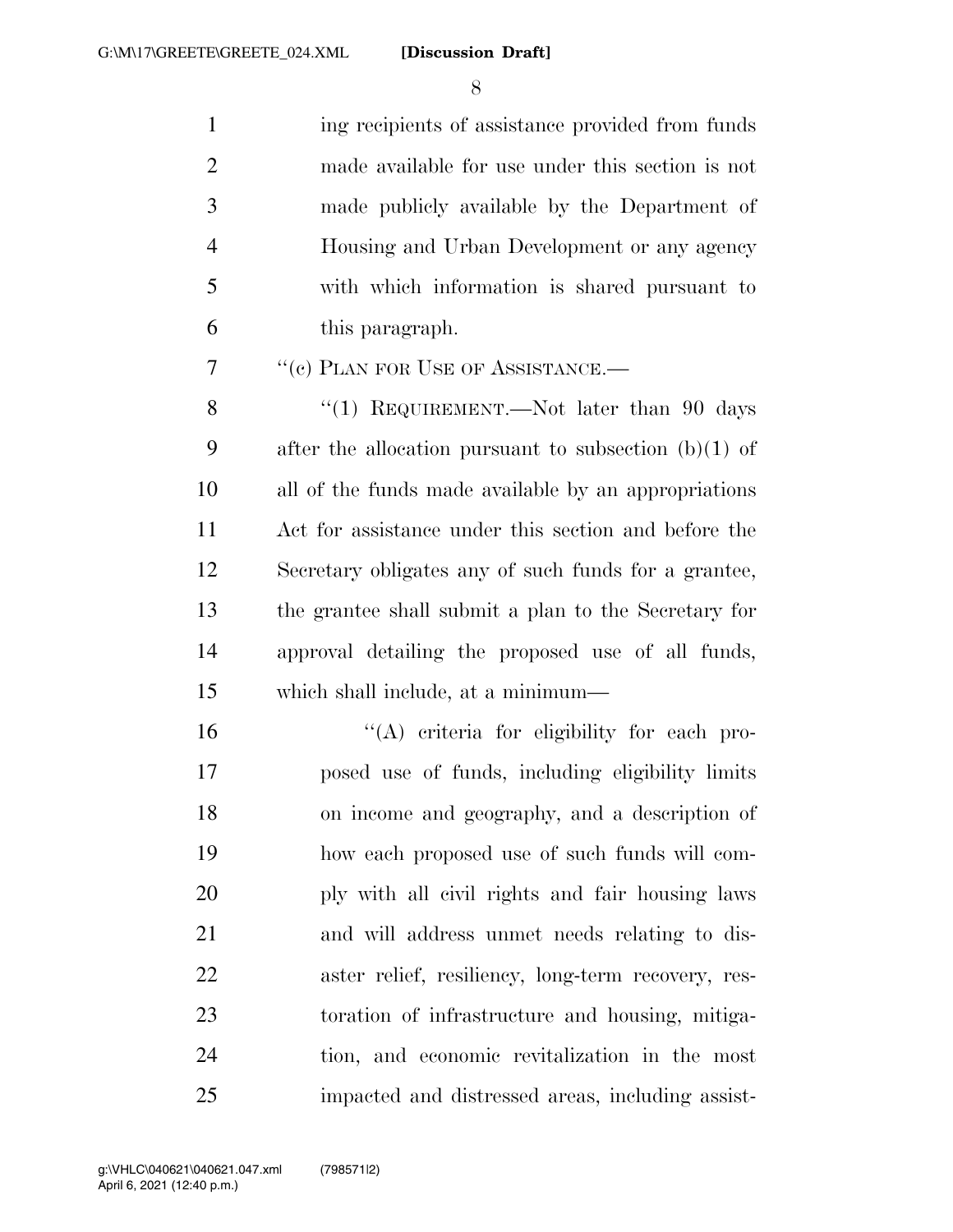ing recipients of assistance provided from funds made available for use under this section is not made publicly available by the Department of Housing and Urban Development or any agency with which information is shared pursuant to this paragraph.

''(c) PLAN FOR USE OF ASSISTANCE.—

''(1) REQUIREMENT.—Not later than 90 days after the allocation pursuant to subsection (b)(1) of all of the funds made available by an appropriations Act for assistance under this section and before the Secretary obligates any of such funds for a grantee, the grantee shall submit a plan to the Secretary for approval detailing the proposed use of all funds, which shall include, at a minimum—

''(A) criteria for eligibility for each proposed use of funds, including eligibility limits on income and geography, and a description of how each proposed use of such funds will comply with all civil rights and fair housing laws and will address unmet needs relating to disaster relief, resiliency, long-term recovery, restoration of infrastructure and housing, mitigation, and economic revitalization in the most impacted and distressed areas, including assist-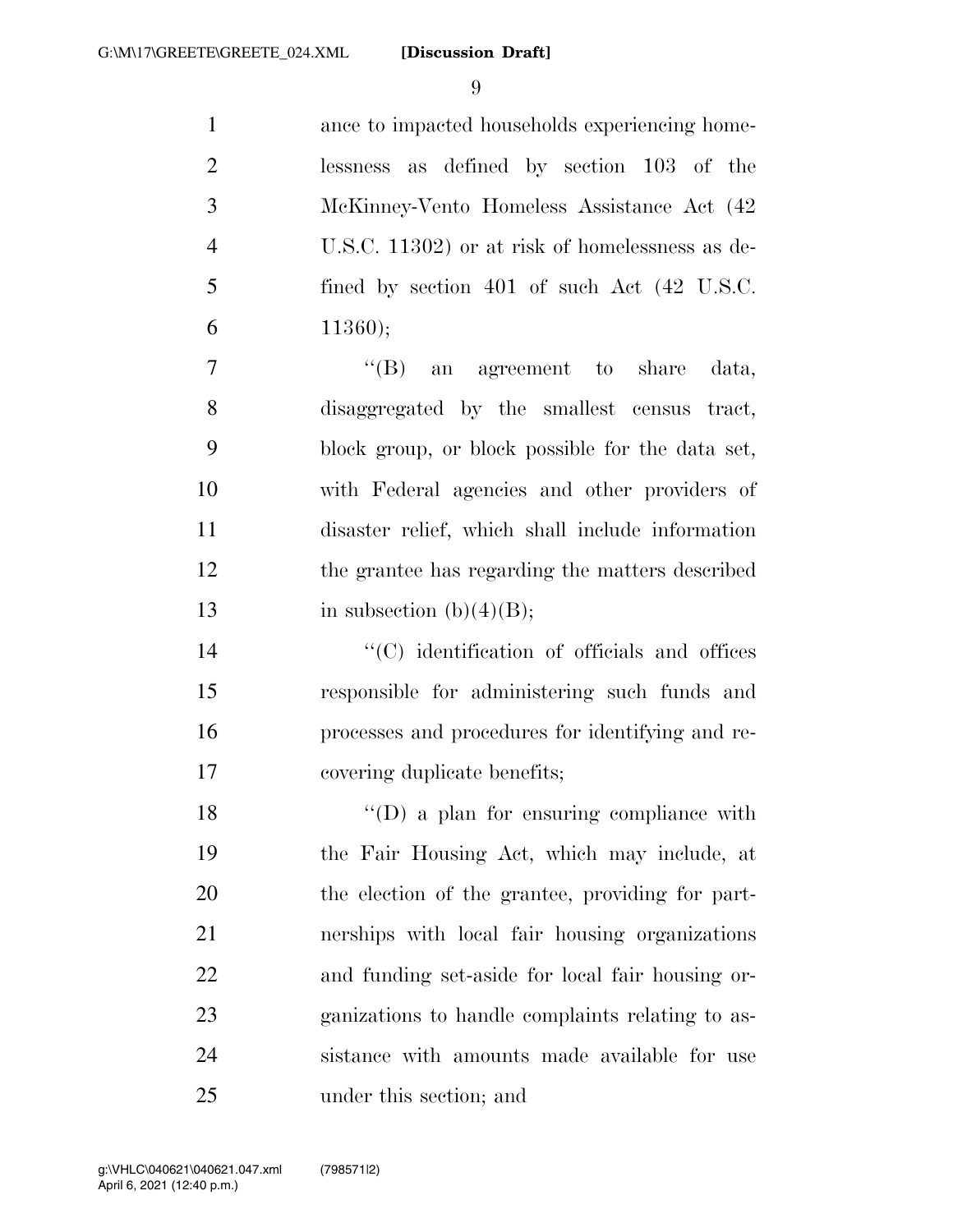ance to impacted households experiencing homelessness as defined by section 103 of the McKinney-Vento Homeless Assistance Act (42 U.S.C. 11302) or at risk of homelessness as defined by section 401 of such Act (42 U.S.C. 11360);

"(B) an agreement to share data, disaggregated by the smallest census tract, block group, or block possible for the data set, with Federal agencies and other providers of disaster relief, which shall include information the grantee has regarding the matters described in subsection (b)(4)(B);

"(C) identification of officials and offices responsible for administering such funds and processes and procedures for identifying and recovering duplicate benefits;

"(D) a plan for ensuring compliance with the Fair Housing Act, which may include, at the election of the grantee, providing for partnerships with local fair housing organizations and funding set-aside for local fair housing organizations to handle complaints relating to assistance with amounts made available for use under this section; and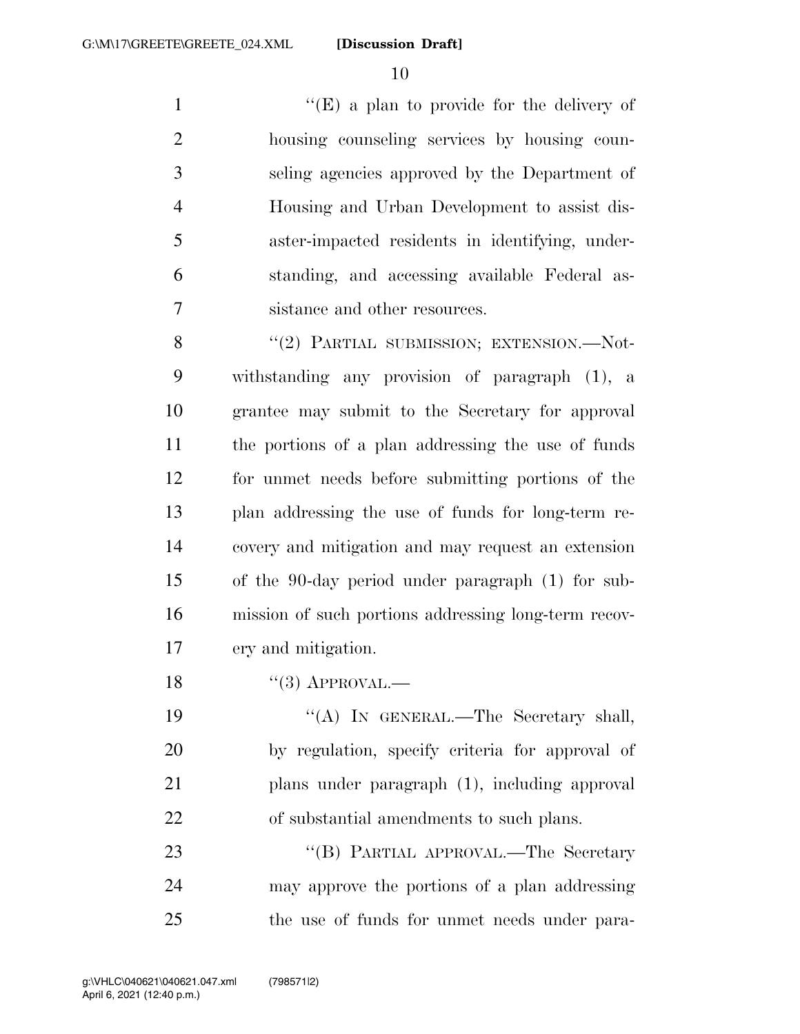''(E) a plan to provide for the delivery of housing counseling services by housing counseling agencies approved by the Department of Housing and Urban Development to assist disaster-impacted residents in identifying, understanding, and accessing available Federal assistance and other resources.

''(2) PARTIAL SUBMISSION; EXTENSION.—Notwithstanding any provision of paragraph (1), a grantee may submit to the Secretary for approval the portions of a plan addressing the use of funds for unmet needs before submitting portions of the plan addressing the use of funds for long-term recovery and mitigation and may request an extension of the 90-day period under paragraph (1) for submission of such portions addressing long-term recovery and mitigation.

''(3) APPROVAL.—

''(A) IN GENERAL.—The Secretary shall, by regulation, specify criteria for approval of plans under paragraph (1), including approval of substantial amendments to such plans.

''(B) PARTIAL APPROVAL.—The Secretary may approve the portions of a plan addressing the use of funds for unmet needs under para-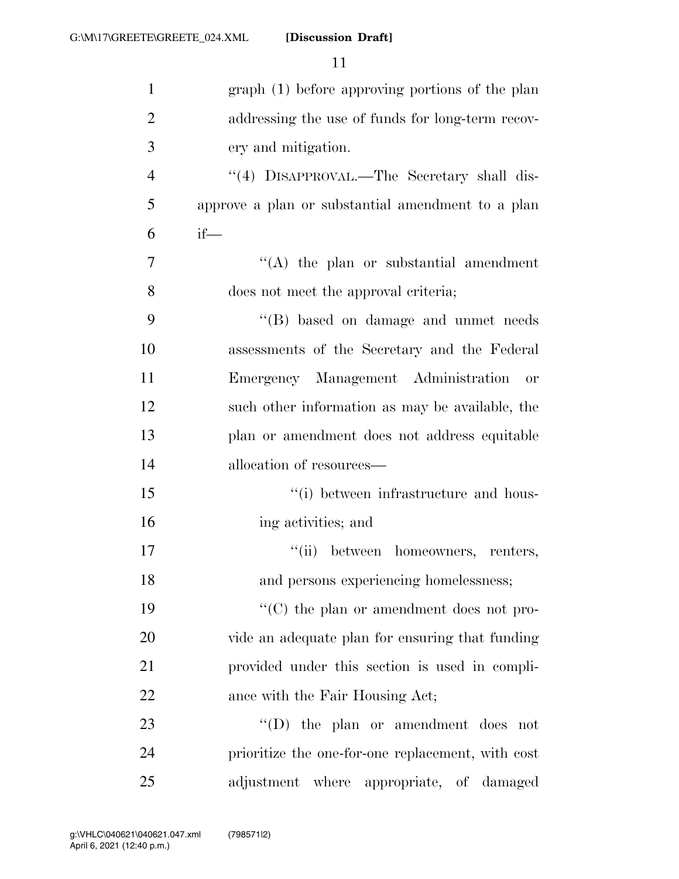graph (1) before approving portions of the plan addressing the use of funds for long-term recovery and mitigation.

"(4) DISAPPROVAL.—The Secretary shall disapprove a plan or substantial amendment to a plan if—

"(A) the plan or substantial amendment does not meet the approval criteria;

"(B) based on damage and unmet needs assessments of the Secretary and the Federal Emergency Management Administration or such other information as may be available, the plan or amendment does not address equitable allocation of resources—

"(i) between infrastructure and housing activities; and

"(ii) between homeowners, renters, and persons experiencing homelessness;

"(C) the plan or amendment does not provide an adequate plan for ensuring that funding provided under this section is used in compliance with the Fair Housing Act;

"(D) the plan or amendment does not prioritize the one-for-one replacement, with cost adjustment where appropriate, of damaged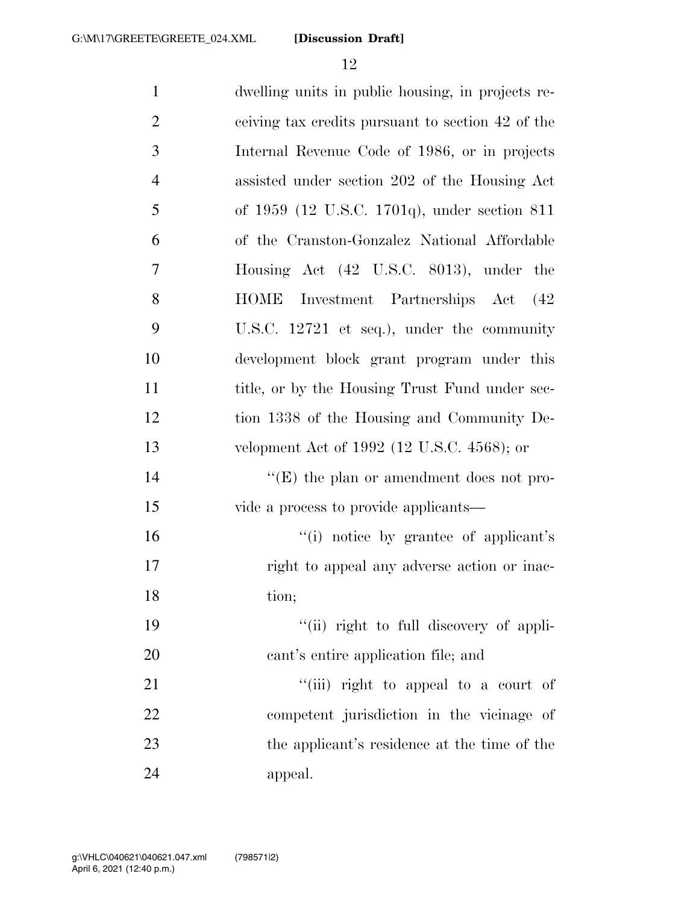dwelling units in public housing, in projects receiving tax credits pursuant to section 42 of the Internal Revenue Code of 1986, or in projects assisted under section 202 of the Housing Act of 1959 (12 U.S.C. 1701q), under section 811 of the Cranston-Gonzalez National Affordable Housing Act (42 U.S.C. 8013), under the HOME Investment Partnerships Act (42 U.S.C. 12721 et seq.), under the community development block grant program under this title, or by the Housing Trust Fund under section 1338 of the Housing and Community Development Act of 1992 (12 U.S.C. 4568); or

''(E) the plan or amendment does not provide a process to provide applicants—

''(i) notice by grantee of applicant's right to appeal any adverse action or inaction;

''(ii) right to full discovery of applicant's entire application file; and

''(iii) right to appeal to a court of competent jurisdiction in the vicinage of the applicant's residence at the time of the appeal.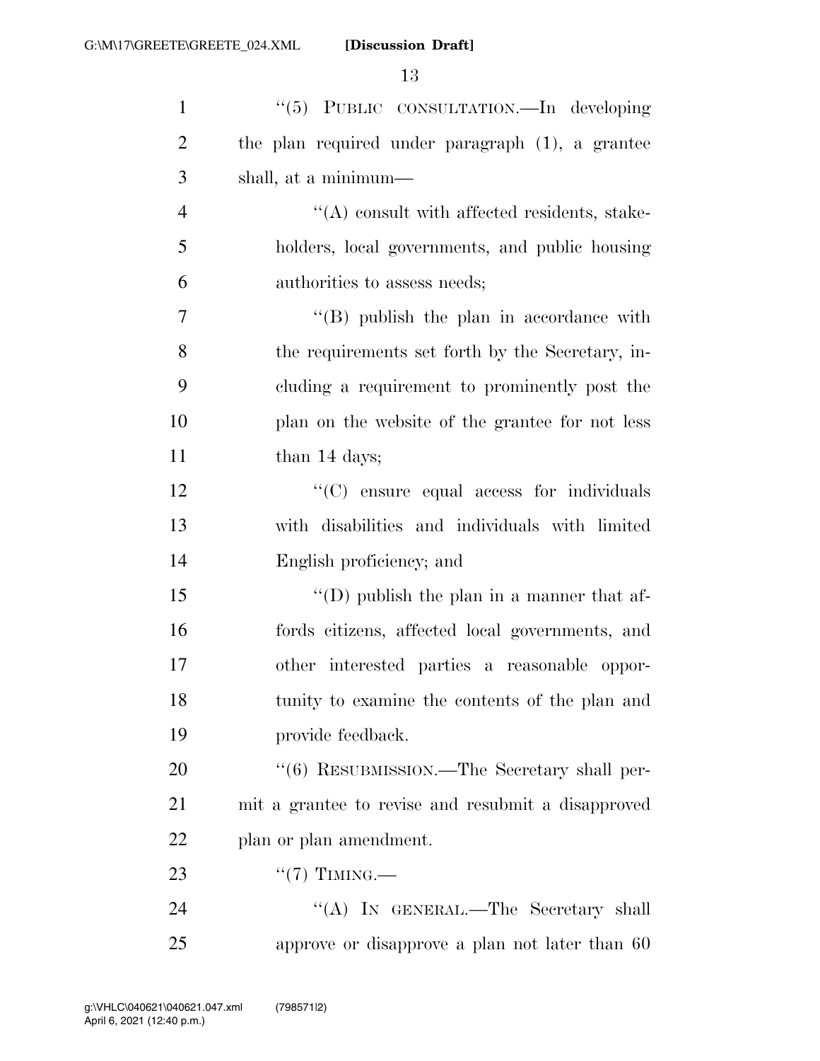''(5) PUBLIC CONSULTATION.—In developing the plan required under paragraph (1), a grantee shall, at a minimum—

''(A) consult with affected residents, stakeholders, local governments, and public housing authorities to assess needs;

''(B) publish the plan in accordance with the requirements set forth by the Secretary, including a requirement to prominently post the plan on the website of the grantee for not less than 14 days;

''(C) ensure equal access for individuals with disabilities and individuals with limited English proficiency; and

''(D) publish the plan in a manner that affords citizens, affected local governments, and other interested parties a reasonable opportunity to examine the contents of the plan and provide feedback.

''(6) RESUBMISSION.—The Secretary shall permit a grantee to revise and resubmit a disapproved plan or plan amendment.

''(7) TIMING.—

''(A) IN GENERAL.—The Secretary shall approve or disapprove a plan not later than 60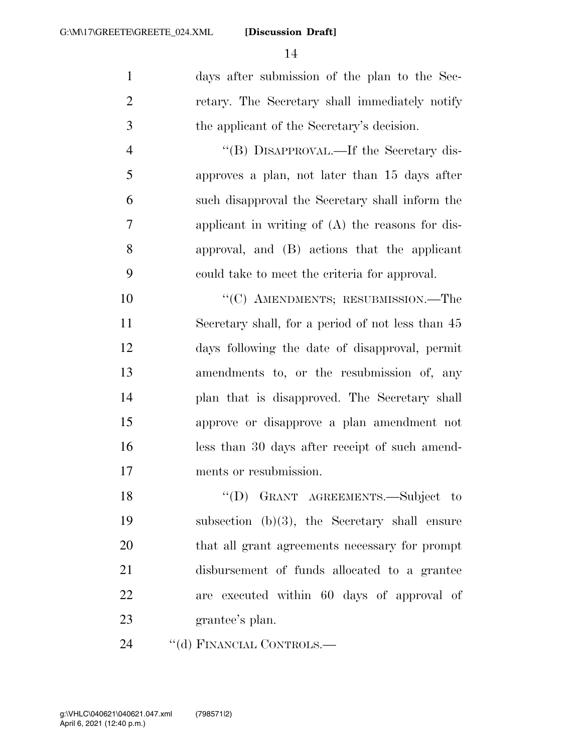days after submission of the plan to the Secretary. The Secretary shall immediately notify the applicant of the Secretary's decision.

"(B) DISAPPROVAL.—If the Secretary disapproves a plan, not later than 15 days after such disapproval the Secretary shall inform the applicant in writing of (A) the reasons for disapproval, and (B) actions that the applicant could take to meet the criteria for approval.

"(C) AMENDMENTS; RESUBMISSION.—The Secretary shall, for a period of not less than 45 days following the date of disapproval, permit amendments to, or the resubmission of, any plan that is disapproved. The Secretary shall approve or disapprove a plan amendment not less than 30 days after receipt of such amendments or resubmission.

"(D) GRANT AGREEMENTS.—Subject to subsection (b)(3), the Secretary shall ensure that all grant agreements necessary for prompt disbursement of funds allocated to a grantee are executed within 60 days of approval of grantee's plan.

"(d) FINANCIAL CONTROLS.—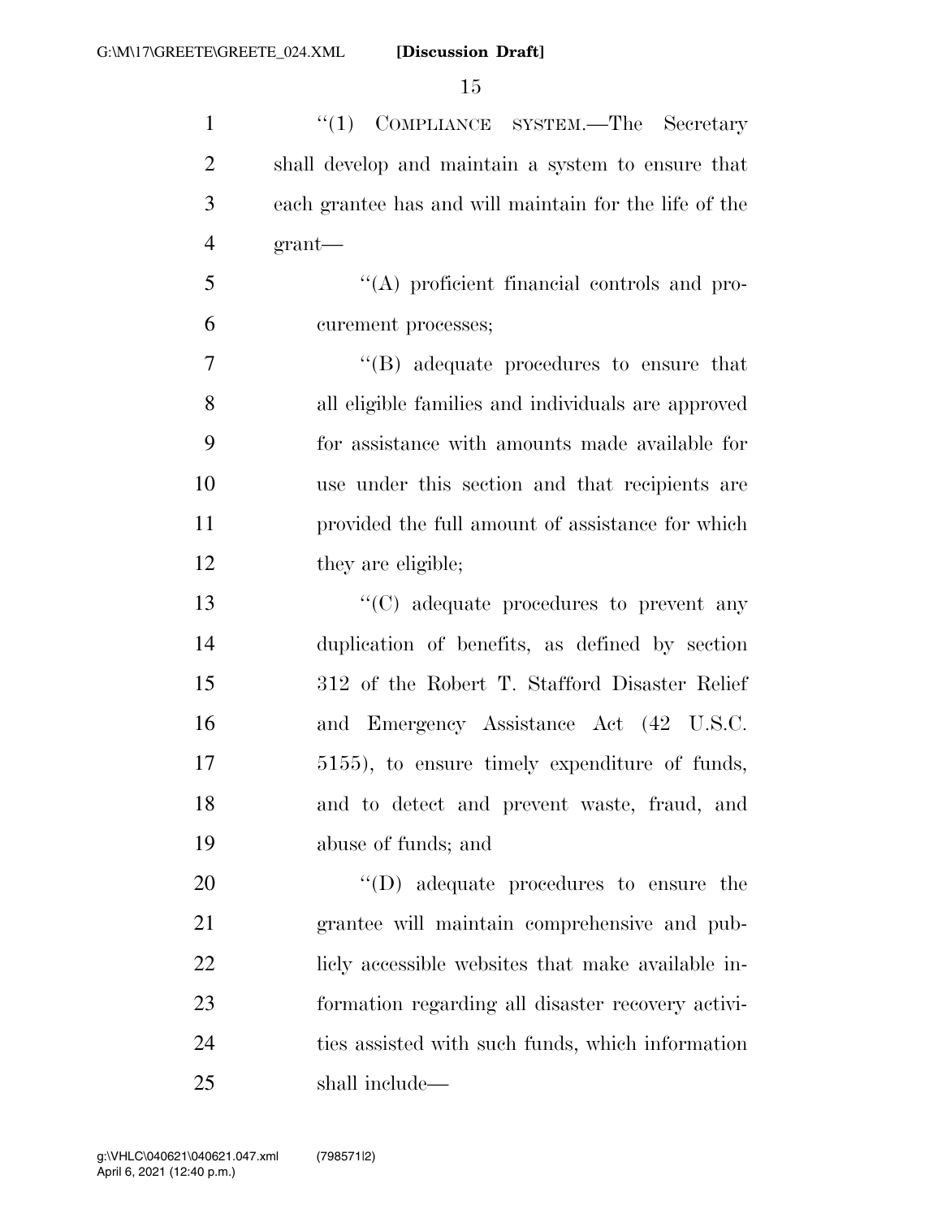"(1) COMPLIANCE SYSTEM.—The Secretary shall develop and maintain a system to ensure that each grantee has and will maintain for the life of the grant—

"(A) proficient financial controls and procurement processes;

"(B) adequate procedures to ensure that all eligible families and individuals are approved for assistance with amounts made available for use under this section and that recipients are provided the full amount of assistance for which they are eligible;

"(C) adequate procedures to prevent any duplication of benefits, as defined by section 312 of the Robert T. Stafford Disaster Relief and Emergency Assistance Act (42 U.S.C. 5155), to ensure timely expenditure of funds, and to detect and prevent waste, fraud, and abuse of funds; and

"(D) adequate procedures to ensure the grantee will maintain comprehensive and publicly accessible websites that make available information regarding all disaster recovery activities assisted with such funds, which information shall include—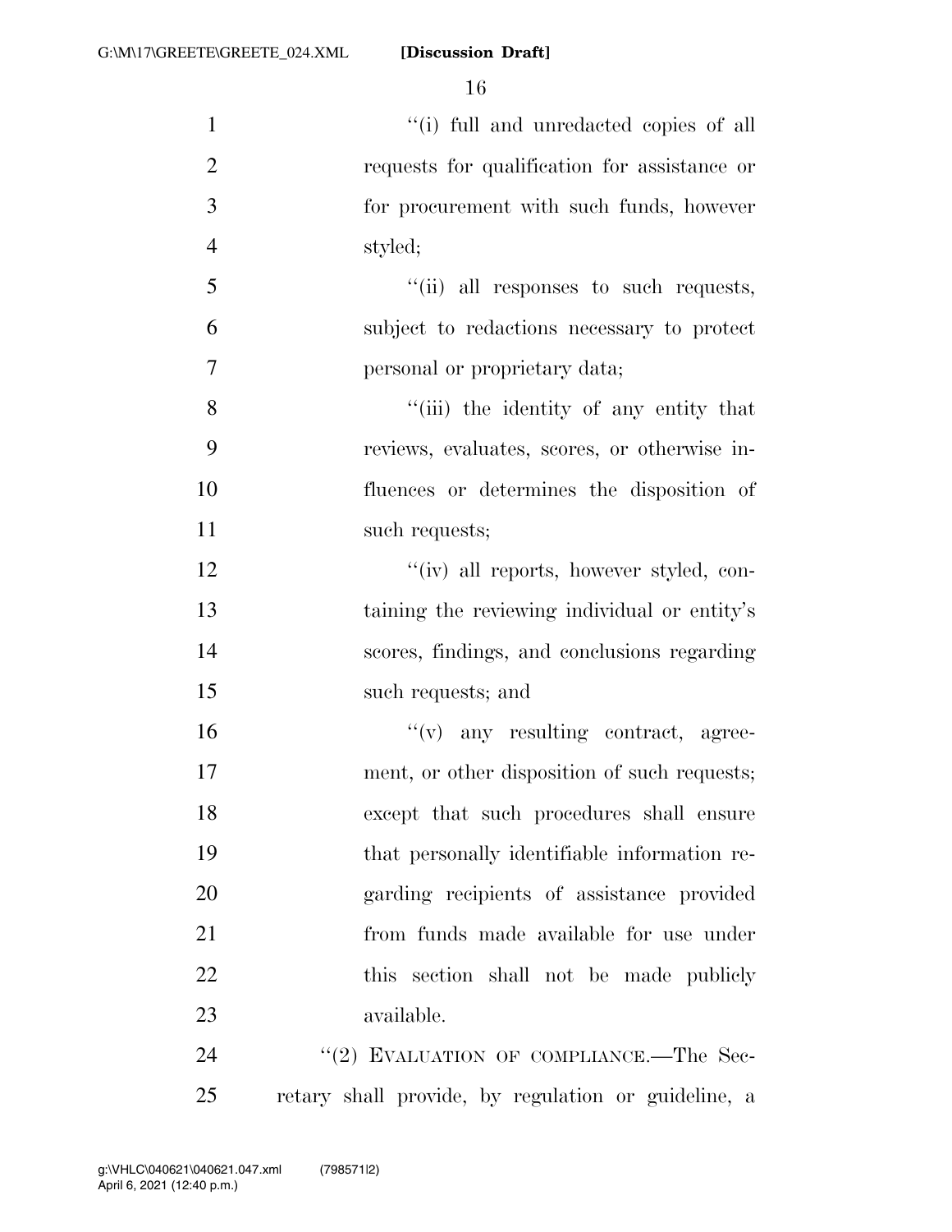"(i) full and unredacted copies of all requests for qualification for assistance or for procurement with such funds, however styled;

"(ii) all responses to such requests, subject to redactions necessary to protect personal or proprietary data;

"(iii) the identity of any entity that reviews, evaluates, scores, or otherwise influences or determines the disposition of such requests;

"(iv) all reports, however styled, containing the reviewing individual or entity's scores, findings, and conclusions regarding such requests; and

"(v) any resulting contract, agreement, or other disposition of such requests;

except that such procedures shall ensure that personally identifiable information regarding recipients of assistance provided from funds made available for use under this section shall not be made publicly available.

"(2) EVALUATION OF COMPLIANCE.—The Secretary shall provide, by regulation or guideline, a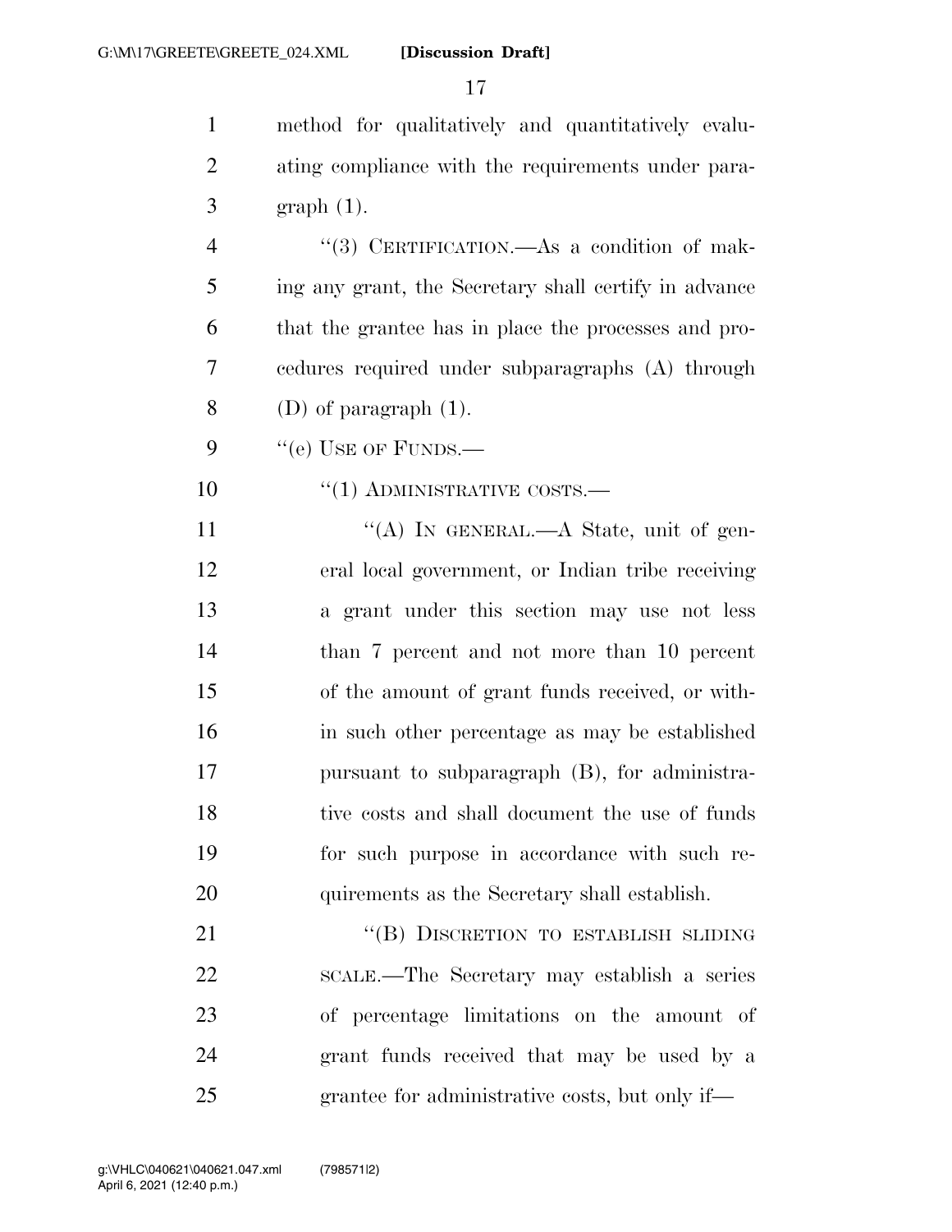method for qualitatively and quantitatively evaluating compliance with the requirements under paragraph (1).

"(3) CERTIFICATION.—As a condition of making any grant, the Secretary shall certify in advance that the grantee has in place the processes and procedures required under subparagraphs (A) through (D) of paragraph (1).

"(e) USE OF FUNDS.—

"(1) ADMINISTRATIVE COSTS.—

"(A) IN GENERAL.—A State, unit of general local government, or Indian tribe receiving a grant under this section may use not less than 7 percent and not more than 10 percent of the amount of grant funds received, or within such other percentage as may be established pursuant to subparagraph (B), for administrative costs and shall document the use of funds for such purpose in accordance with such requirements as the Secretary shall establish.

"(B) DISCRETION TO ESTABLISH SLIDING SCALE.—The Secretary may establish a series of percentage limitations on the amount of grant funds received that may be used by a grantee for administrative costs, but only if—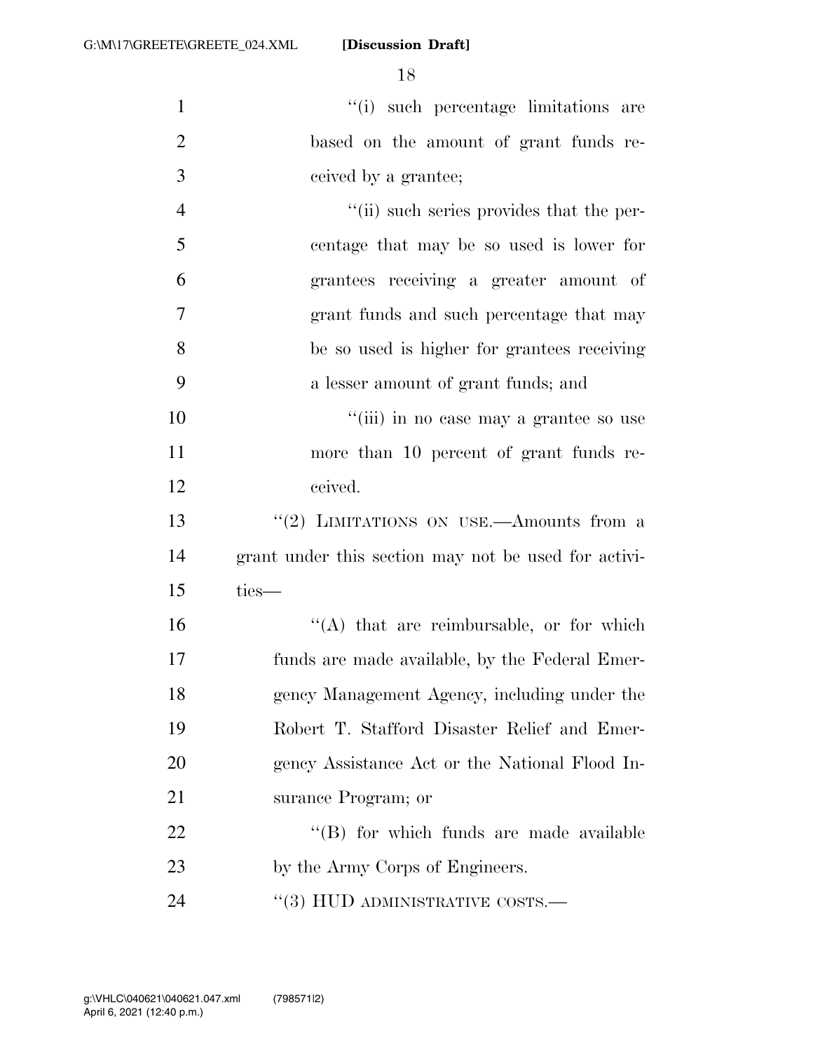"(i) such percentage limitations are based on the amount of grant funds received by a grantee;

"(ii) such series provides that the percentage that may be so used is lower for grantees receiving a greater amount of grant funds and such percentage that may be so used is higher for grantees receiving a lesser amount of grant funds; and

"(iii) in no case may a grantee so use more than 10 percent of grant funds received.

"(2) LIMITATIONS ON USE.—Amounts from a grant under this section may not be used for activities—

"(A) that are reimbursable, or for which funds are made available, by the Federal Emergency Management Agency, including under the Robert T. Stafford Disaster Relief and Emergency Assistance Act or the National Flood Insurance Program; or

"(B) for which funds are made available by the Army Corps of Engineers.

"(3) HUD ADMINISTRATIVE COSTS.—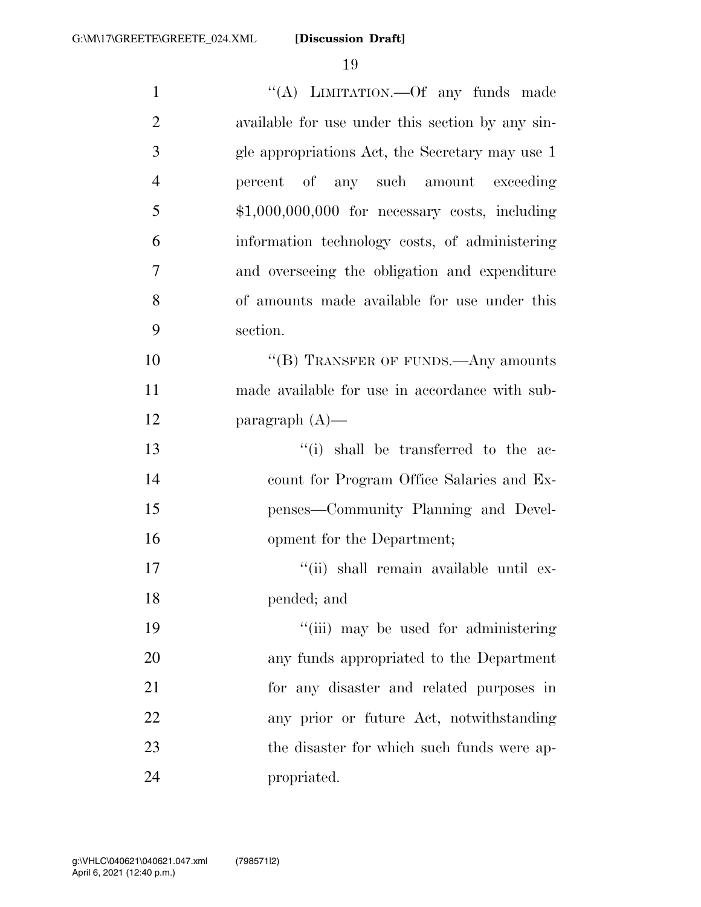''(A) LIMITATION.—Of any funds made available for use under this section by any single appropriations Act, the Secretary may use 1 percent of any such amount exceeding $1,000,000,000 for necessary costs, including information technology costs, of administering and overseeing the obligation and expenditure of amounts made available for use under this section.

''(B) TRANSFER OF FUNDS.—Any amounts made available for use in accordance with subparagraph (A)—

''(i) shall be transferred to the account for Program Office Salaries and Expenses—Community Planning and Development for the Department;

''(ii) shall remain available until expended; and

''(iii) may be used for administering any funds appropriated to the Department for any disaster and related purposes in any prior or future Act, notwithstanding the disaster for which such funds were appropriated.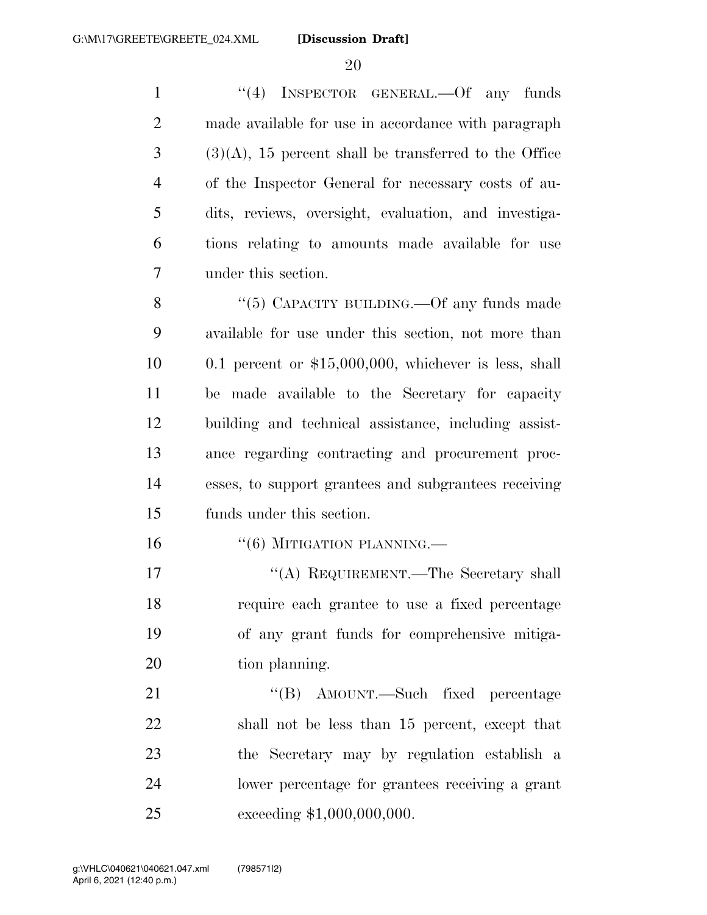"(4) INSPECTOR GENERAL.—Of any funds made available for use in accordance with paragraph (3)(A), 15 percent shall be transferred to the Office of the Inspector General for necessary costs of audits, reviews, oversight, evaluation, and investigations relating to amounts made available for use under this section.

"(5) CAPACITY BUILDING.—Of any funds made available for use under this section, not more than 0.1 percent or $15,000,000, whichever is less, shall be made available to the Secretary for capacity building and technical assistance, including assistance regarding contracting and procurement processes, to support grantees and subgrantees receiving funds under this section.

"(6) MITIGATION PLANNING.—

"(A) REQUIREMENT.—The Secretary shall require each grantee to use a fixed percentage of any grant funds for comprehensive mitigation planning.

"(B) AMOUNT.—Such fixed percentage shall not be less than 15 percent, except that the Secretary may by regulation establish a lower percentage for grantees receiving a grant exceeding $1,000,000,000.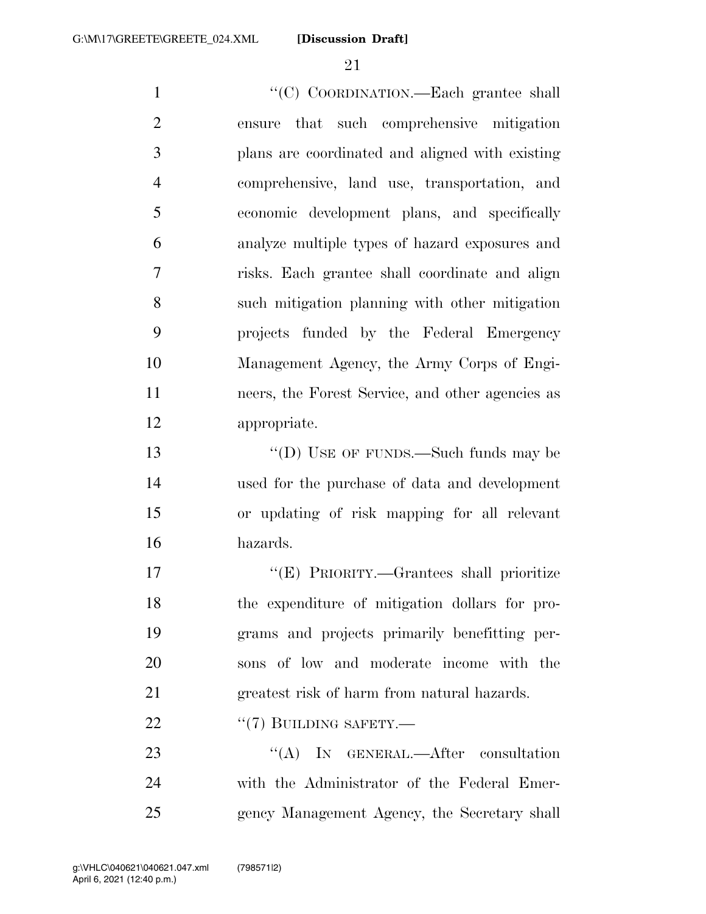"(C) COORDINATION.—Each grantee shall ensure that such comprehensive mitigation plans are coordinated and aligned with existing comprehensive, land use, transportation, and economic development plans, and specifically analyze multiple types of hazard exposures and risks. Each grantee shall coordinate and align such mitigation planning with other mitigation projects funded by the Federal Emergency Management Agency, the Army Corps of Engineers, the Forest Service, and other agencies as appropriate.

"(D) USE OF FUNDS.—Such funds may be used for the purchase of data and development or updating of risk mapping for all relevant hazards.

"(E) PRIORITY.—Grantees shall prioritize the expenditure of mitigation dollars for programs and projects primarily benefitting persons of low and moderate income with the greatest risk of harm from natural hazards.

"(7) BUILDING SAFETY.—

"(A) IN GENERAL.—After consultation with the Administrator of the Federal Emergency Management Agency, the Secretary shall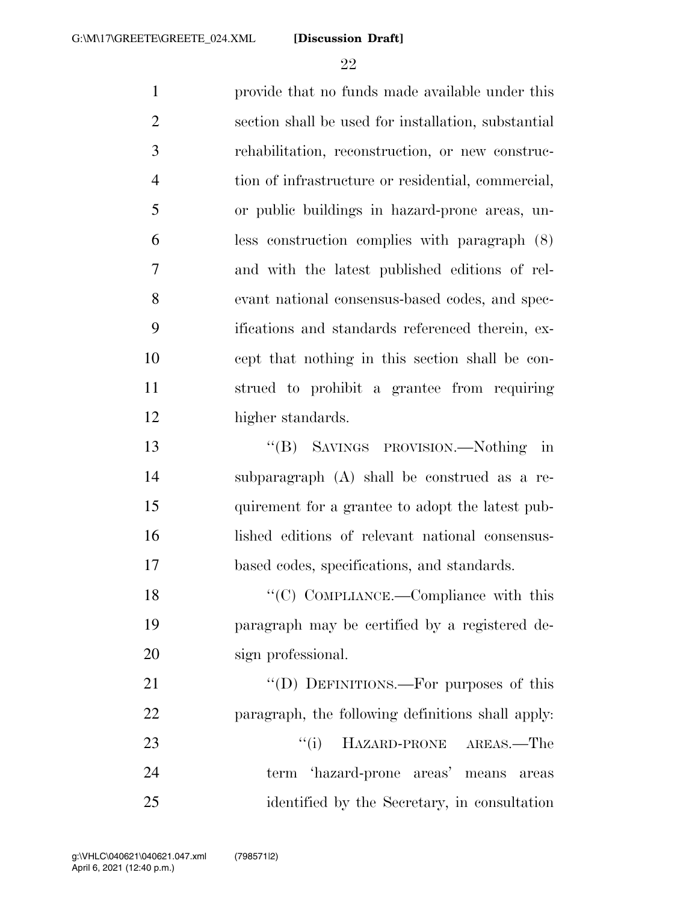provide that no funds made available under this section shall be used for installation, substantial rehabilitation, reconstruction, or new construction of infrastructure or residential, commercial, or public buildings in hazard-prone areas, unless construction complies with paragraph (8) and with the latest published editions of relevant national consensus-based codes, and specifications and standards referenced therein, except that nothing in this section shall be construed to prohibit a grantee from requiring higher standards.

"(B) SAVINGS PROVISION.—Nothing in subparagraph (A) shall be construed as a requirement for a grantee to adopt the latest published editions of relevant national consensus-based codes, specifications, and standards.

"(C) COMPLIANCE.—Compliance with this paragraph may be certified by a registered design professional.

"(D) DEFINITIONS.—For purposes of this paragraph, the following definitions shall apply:

"(i) HAZARD-PRONE AREAS.—The term 'hazard-prone areas' means areas identified by the Secretary, in consultation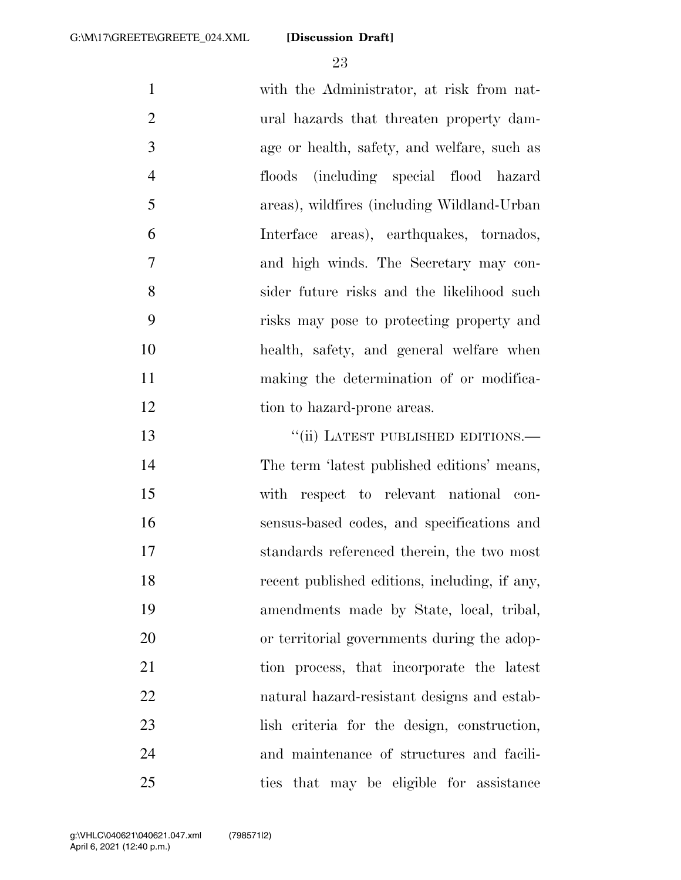with the Administrator, at risk from natural hazards that threaten property damage or health, safety, and welfare, such as floods (including special flood hazard areas), wildfires (including Wildland-Urban Interface areas), earthquakes, tornados, and high winds. The Secretary may consider future risks and the likelihood such risks may pose to protecting property and health, safety, and general welfare when making the determination of or modification to hazard-prone areas.

"(ii) LATEST PUBLISHED EDITIONS.—The term 'latest published editions' means, with respect to relevant national consensus-based codes, and specifications and standards referenced therein, the two most recent published editions, including, if any, amendments made by State, local, tribal, or territorial governments during the adoption process, that incorporate the latest natural hazard-resistant designs and establish criteria for the design, construction, and maintenance of structures and facilities that may be eligible for assistance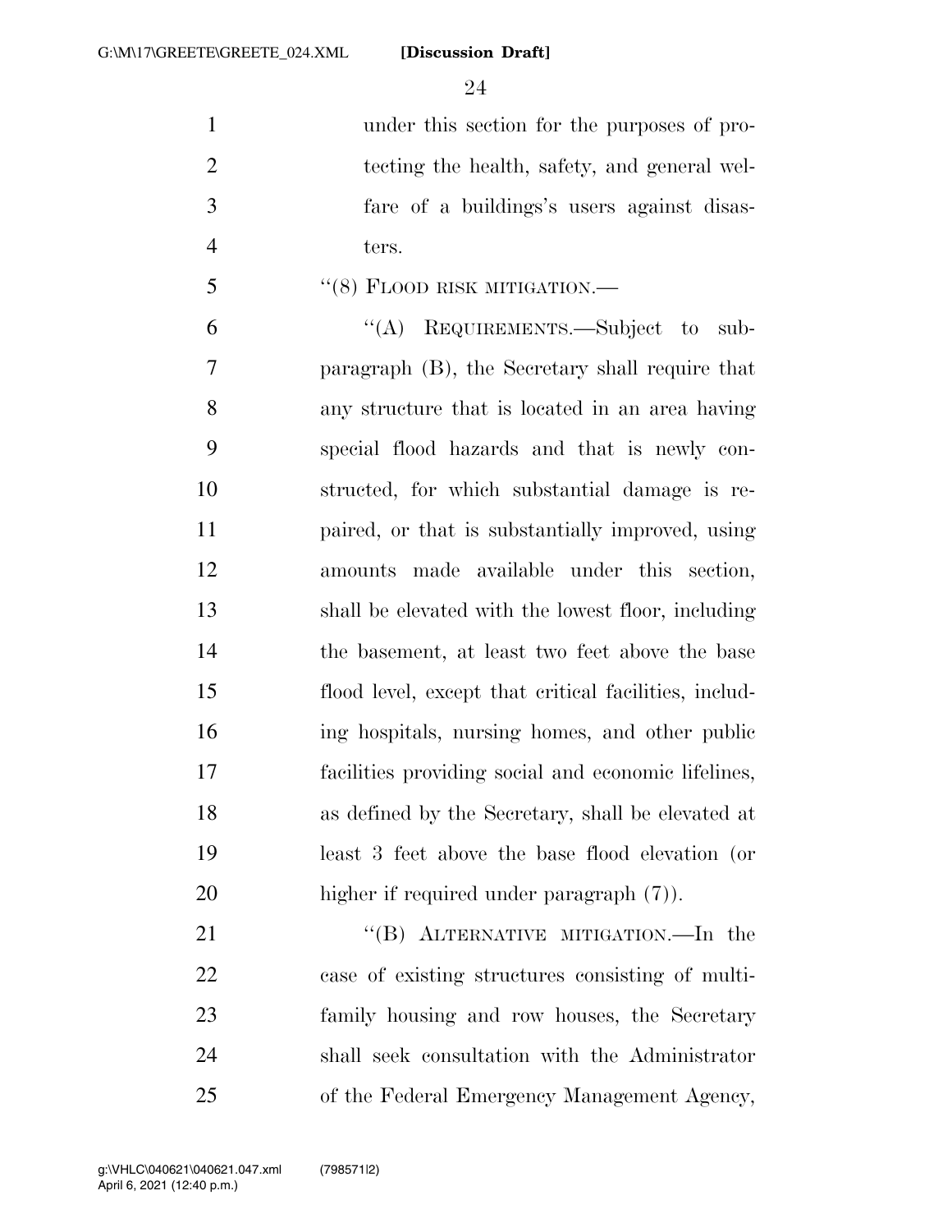under this section for the purposes of protecting the health, safety, and general welfare of a buildings's users against disasters.

"(8) FLOOD RISK MITIGATION.—

"(A) REQUIREMENTS.—Subject to subparagraph (B), the Secretary shall require that any structure that is located in an area having special flood hazards and that is newly constructed, for which substantial damage is repaired, or that is substantially improved, using amounts made available under this section, shall be elevated with the lowest floor, including the basement, at least two feet above the base flood level, except that critical facilities, including hospitals, nursing homes, and other public facilities providing social and economic lifelines, as defined by the Secretary, shall be elevated at least 3 feet above the base flood elevation (or higher if required under paragraph (7)).

"(B) ALTERNATIVE MITIGATION.—In the case of existing structures consisting of multifamily housing and row houses, the Secretary shall seek consultation with the Administrator of the Federal Emergency Management Agency,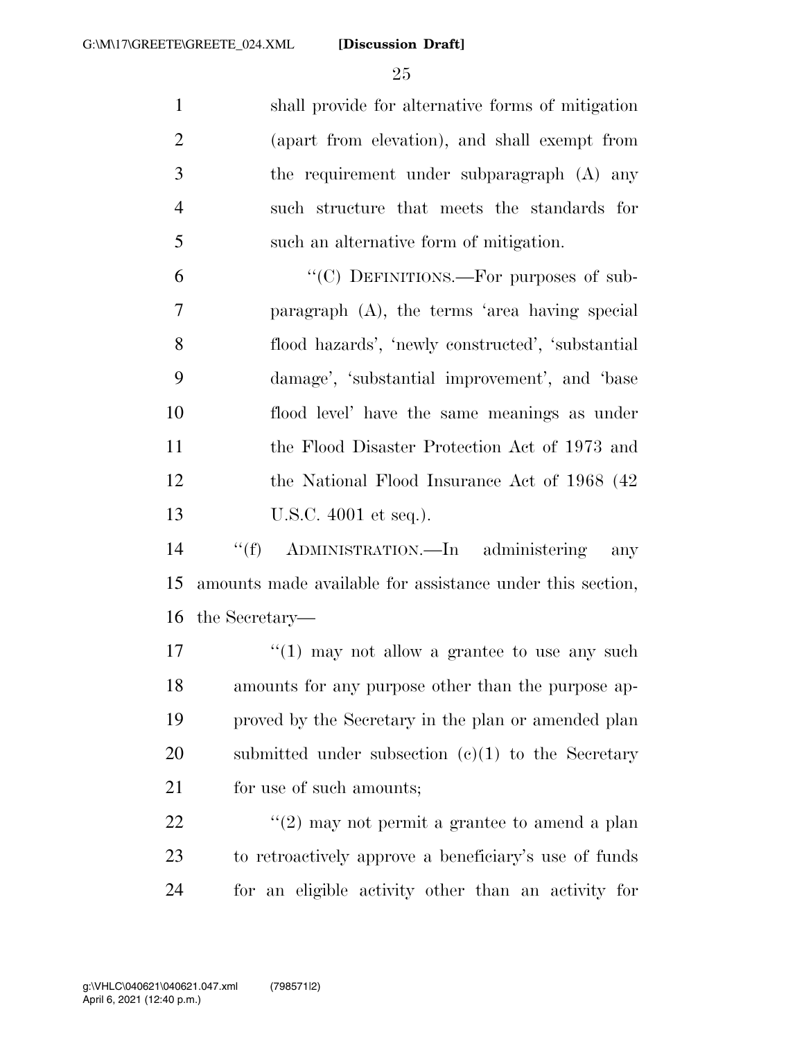shall provide for alternative forms of mitigation (apart from elevation), and shall exempt from the requirement under subparagraph (A) any such structure that meets the standards for such an alternative form of mitigation.

"(C) DEFINITIONS.—For purposes of subparagraph (A), the terms 'area having special flood hazards', 'newly constructed', 'substantial damage', 'substantial improvement', and 'base flood level' have the same meanings as under the Flood Disaster Protection Act of 1973 and the National Flood Insurance Act of 1968 (42 U.S.C. 4001 et seq.).

"(f) ADMINISTRATION.—In administering any amounts made available for assistance under this section, the Secretary—

"(1) may not allow a grantee to use any such amounts for any purpose other than the purpose approved by the Secretary in the plan or amended plan submitted under subsection (c)(1) to the Secretary for use of such amounts;

"(2) may not permit a grantee to amend a plan to retroactively approve a beneficiary's use of funds for an eligible activity other than an activity for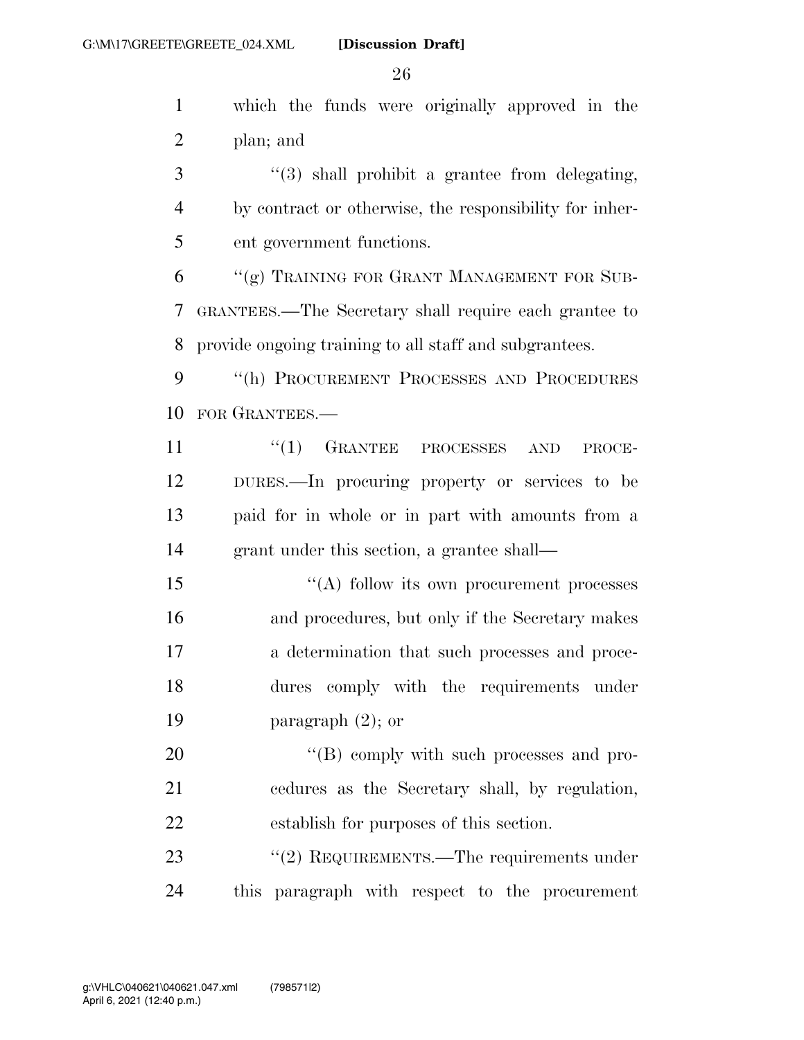which the funds were originally approved in the plan; and

"(3) shall prohibit a grantee from delegating, by contract or otherwise, the responsibility for inherent government functions.

"(g) TRAINING FOR GRANT MANAGEMENT FOR SUBGRANTEES.—The Secretary shall require each grantee to provide ongoing training to all staff and subgrantees.

"(h) PROCUREMENT PROCESSES AND PROCEDURES FOR GRANTEES.—

"(1) GRANTEE PROCESSES AND PROCEDURES.—In procuring property or services to be paid for in whole or in part with amounts from a grant under this section, a grantee shall—

"(A) follow its own procurement processes and procedures, but only if the Secretary makes a determination that such processes and procedures comply with the requirements under paragraph (2); or

"(B) comply with such processes and procedures as the Secretary shall, by regulation, establish for purposes of this section.

"(2) REQUIREMENTS.—The requirements under this paragraph with respect to the procurement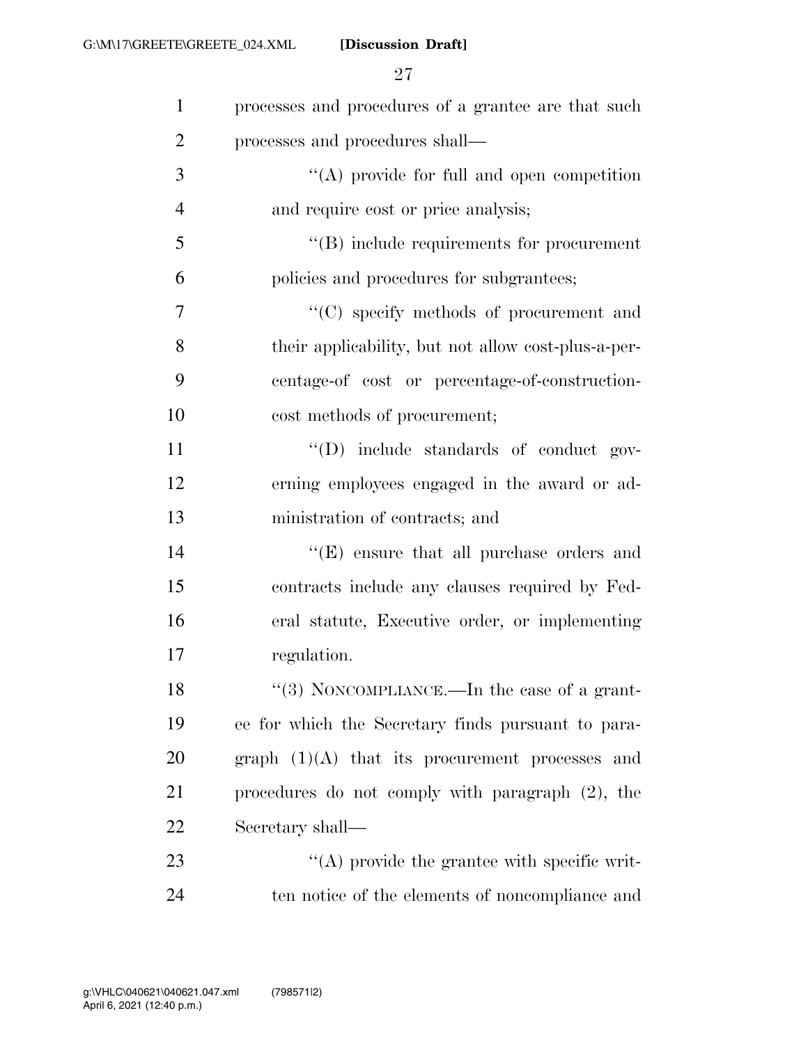processes and procedures of a grantee are that such processes and procedures shall—

"(A) provide for full and open competition and require cost or price analysis;

"(B) include requirements for procurement policies and procedures for subgrantees;

"(C) specify methods of procurement and their applicability, but not allow cost-plus-a-percentage-of cost or percentage-of-construction-cost methods of procurement;

"(D) include standards of conduct governing employees engaged in the award or administration of contracts; and

"(E) ensure that all purchase orders and contracts include any clauses required by Federal statute, Executive order, or implementing regulation.

"(3) NONCOMPLIANCE.—In the case of a grantee for which the Secretary finds pursuant to paragraph (1)(A) that its procurement processes and procedures do not comply with paragraph (2), the Secretary shall—

"(A) provide the grantee with specific written notice of the elements of noncompliance and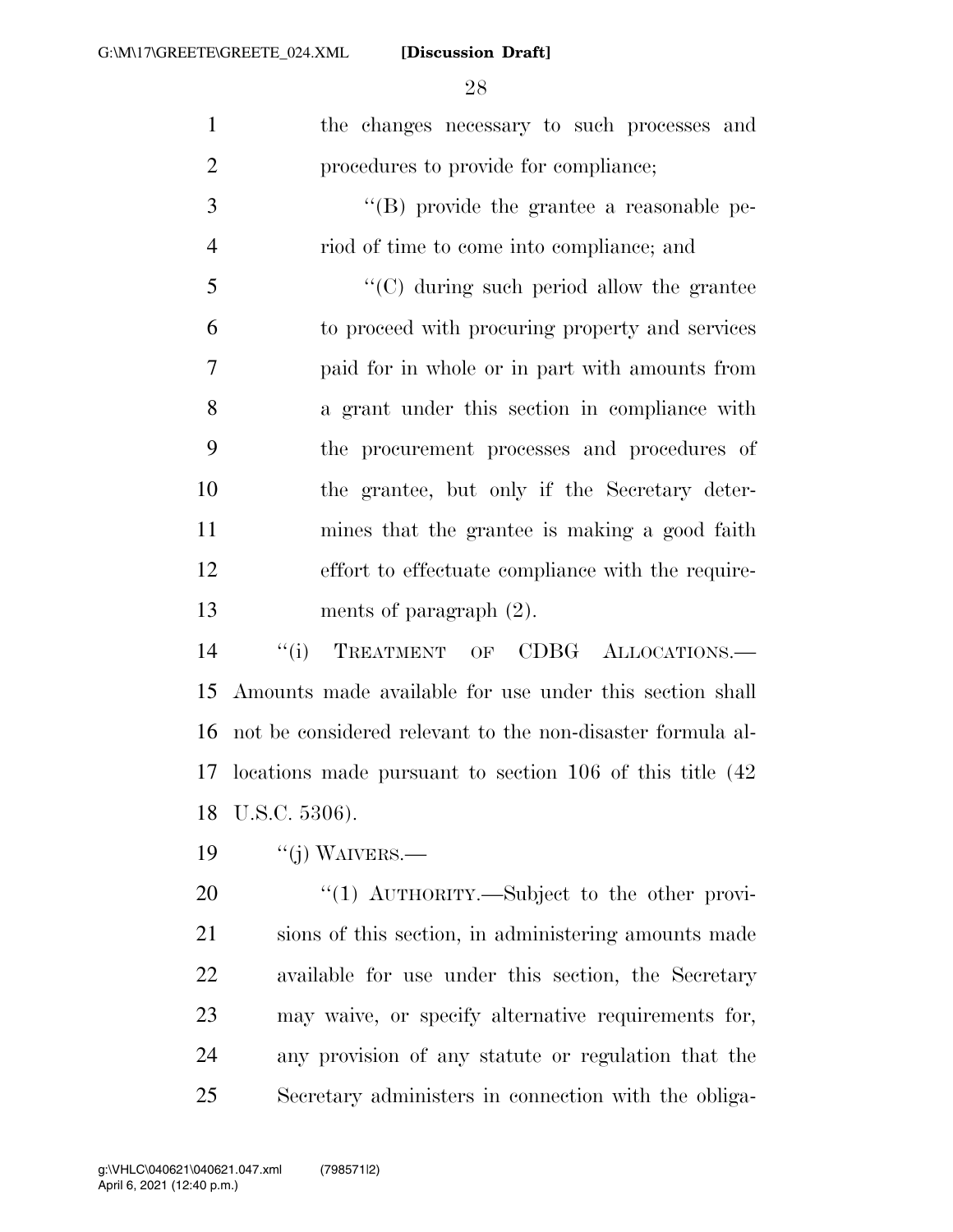the changes necessary to such processes and procedures to provide for compliance;

"(B) provide the grantee a reasonable period of time to come into compliance; and

"(C) during such period allow the grantee to proceed with procuring property and services paid for in whole or in part with amounts from a grant under this section in compliance with the procurement processes and procedures of the grantee, but only if the Secretary determines that the grantee is making a good faith effort to effectuate compliance with the requirements of paragraph (2).

"(i) TREATMENT OF CDBG ALLOCATIONS.—Amounts made available for use under this section shall not be considered relevant to the non-disaster formula allocations made pursuant to section 106 of this title (42 U.S.C. 5306).

"(j) WAIVERS.—

"(1) AUTHORITY.—Subject to the other provisions of this section, in administering amounts made available for use under this section, the Secretary may waive, or specify alternative requirements for, any provision of any statute or regulation that the Secretary administers in connection with the obliga-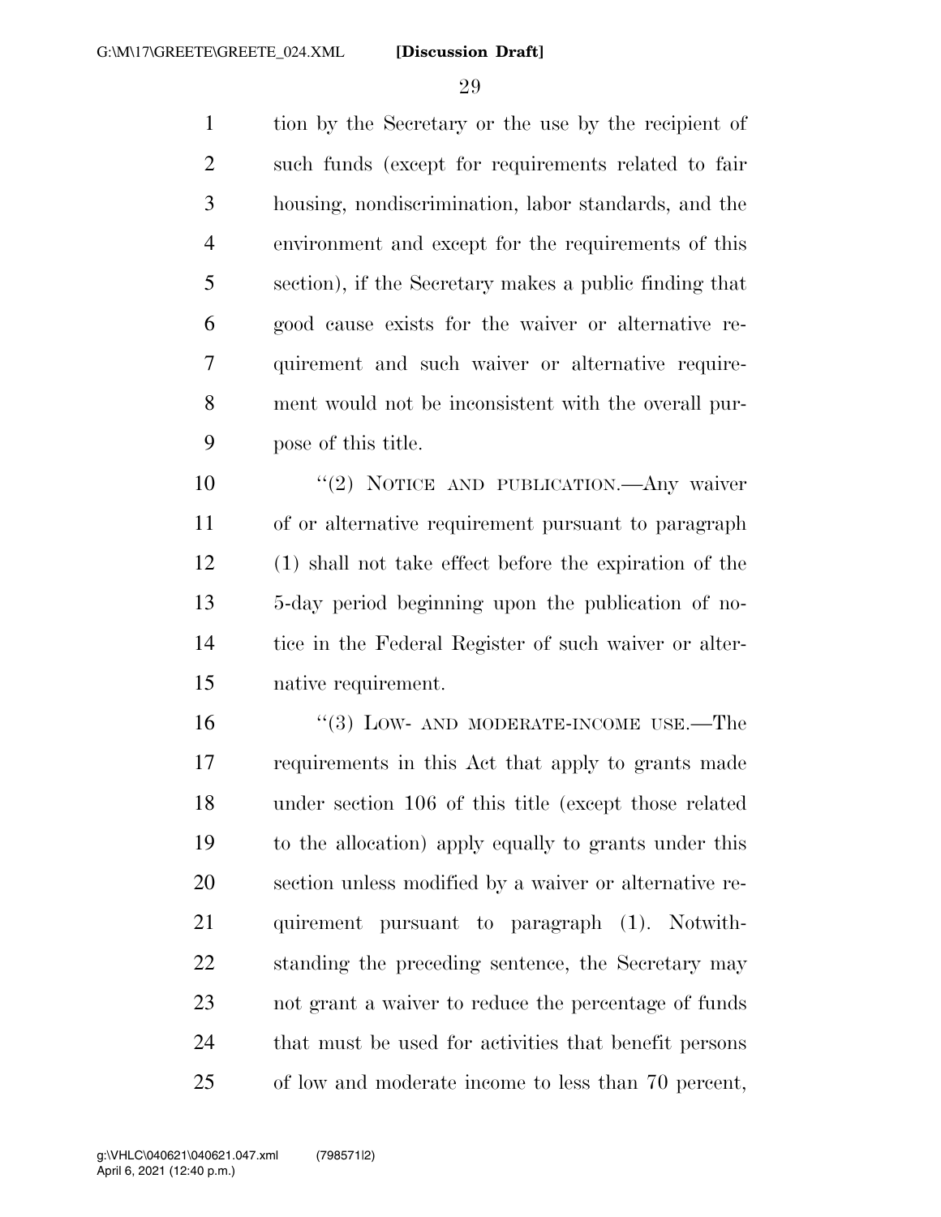tion by the Secretary or the use by the recipient of such funds (except for requirements related to fair housing, nondiscrimination, labor standards, and the environment and except for the requirements of this section), if the Secretary makes a public finding that good cause exists for the waiver or alternative requirement and such waiver or alternative requirement would not be inconsistent with the overall purpose of this title.

"(2) NOTICE AND PUBLICATION.—Any waiver of or alternative requirement pursuant to paragraph (1) shall not take effect before the expiration of the 5-day period beginning upon the publication of notice in the Federal Register of such waiver or alternative requirement.

"(3) LOW- AND MODERATE-INCOME USE.—The requirements in this Act that apply to grants made under section 106 of this title (except those related to the allocation) apply equally to grants under this section unless modified by a waiver or alternative requirement pursuant to paragraph (1). Notwithstanding the preceding sentence, the Secretary may not grant a waiver to reduce the percentage of funds that must be used for activities that benefit persons of low and moderate income to less than 70 percent,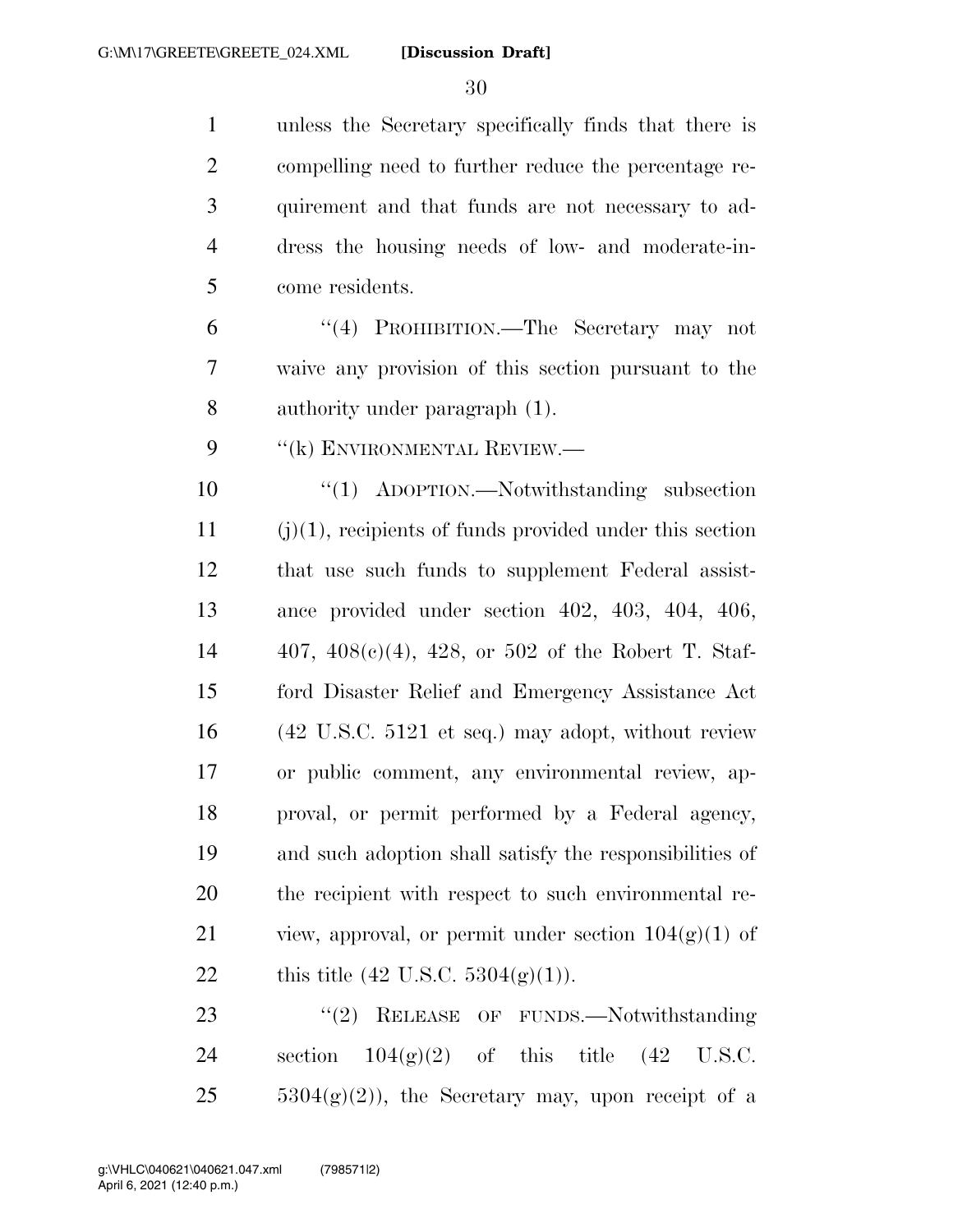unless the Secretary specifically finds that there is compelling need to further reduce the percentage requirement and that funds are not necessary to address the housing needs of low- and moderate-income residents.

"(4) PROHIBITION.—The Secretary may not waive any provision of this section pursuant to the authority under paragraph (1).

"(k) ENVIRONMENTAL REVIEW.—

"(1) ADOPTION.—Notwithstanding subsection (j)(1), recipients of funds provided under this section that use such funds to supplement Federal assistance provided under section 402, 403, 404, 406, 407, 408(c)(4), 428, or 502 of the Robert T. Stafford Disaster Relief and Emergency Assistance Act (42 U.S.C. 5121 et seq.) may adopt, without review or public comment, any environmental review, approval, or permit performed by a Federal agency, and such adoption shall satisfy the responsibilities of the recipient with respect to such environmental review, approval, or permit under section 104(g)(1) of this title (42 U.S.C. 5304(g)(1)).

"(2) RELEASE OF FUNDS.—Notwithstanding section 104(g)(2) of this title (42 U.S.C. 5304(g)(2)), the Secretary may, upon receipt of a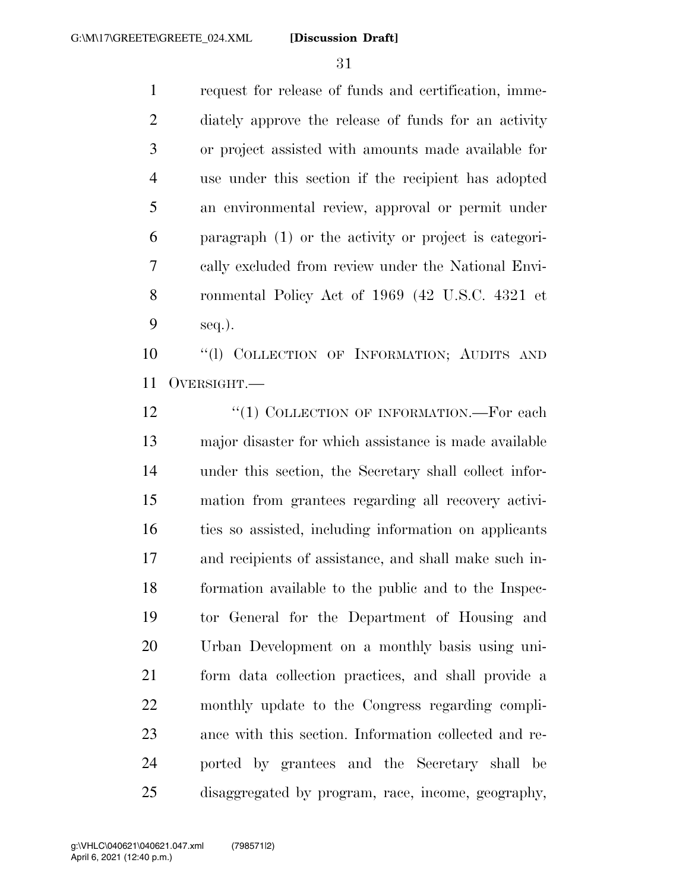request for release of funds and certification, immediately approve the release of funds for an activity or project assisted with amounts made available for use under this section if the recipient has adopted an environmental review, approval or permit under paragraph (1) or the activity or project is categorically excluded from review under the National Environmental Policy Act of 1969 (42 U.S.C. 4321 et seq.).

"(l) COLLECTION OF INFORMATION; AUDITS AND OVERSIGHT.—

"(1) COLLECTION OF INFORMATION.—For each major disaster for which assistance is made available under this section, the Secretary shall collect information from grantees regarding all recovery activities so assisted, including information on applicants and recipients of assistance, and shall make such information available to the public and to the Inspector General for the Department of Housing and Urban Development on a monthly basis using uniform data collection practices, and shall provide a monthly update to the Congress regarding compliance with this section. Information collected and reported by grantees and the Secretary shall be disaggregated by program, race, income, geography,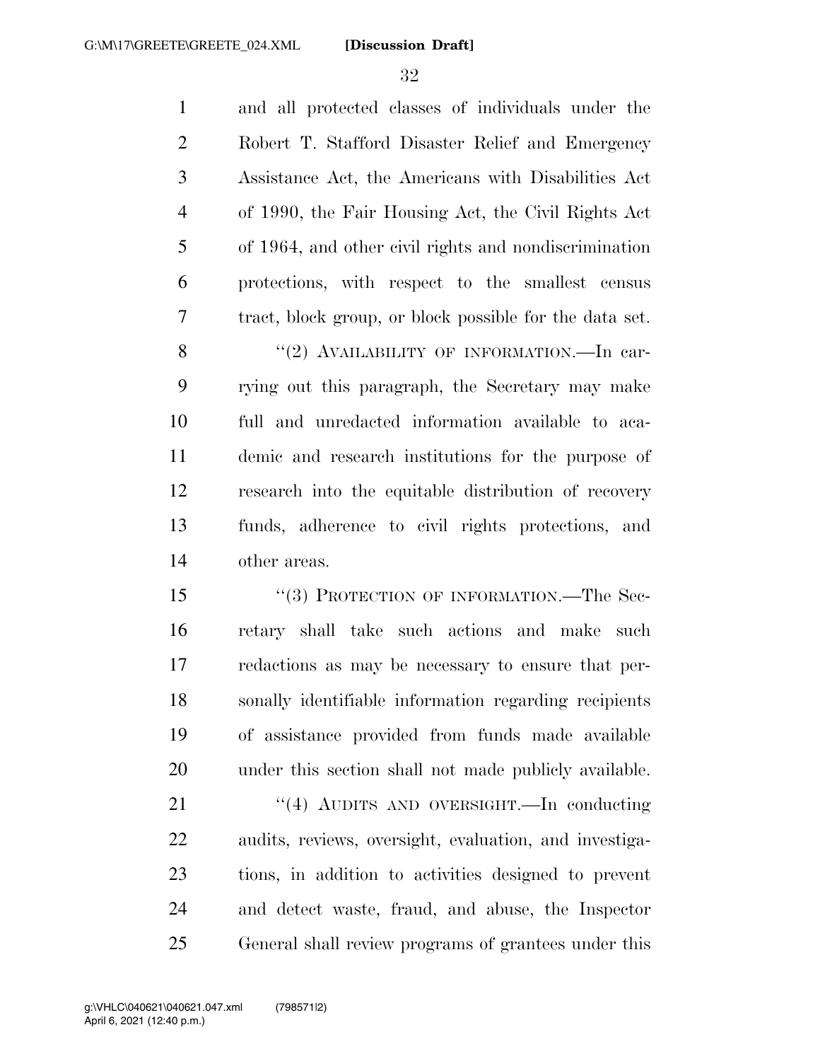and all protected classes of individuals under the Robert T. Stafford Disaster Relief and Emergency Assistance Act, the Americans with Disabilities Act of 1990, the Fair Housing Act, the Civil Rights Act of 1964, and other civil rights and nondiscrimination protections, with respect to the smallest census tract, block group, or block possible for the data set.

"(2) AVAILABILITY OF INFORMATION.—In carrying out this paragraph, the Secretary may make full and unredacted information available to academic and research institutions for the purpose of research into the equitable distribution of recovery funds, adherence to civil rights protections, and other areas.

"(3) PROTECTION OF INFORMATION.—The Secretary shall take such actions and make such redactions as may be necessary to ensure that personally identifiable information regarding recipients of assistance provided from funds made available under this section shall not made publicly available.

"(4) AUDITS AND OVERSIGHT.—In conducting audits, reviews, oversight, evaluation, and investigations, in addition to activities designed to prevent and detect waste, fraud, and abuse, the Inspector General shall review programs of grantees under this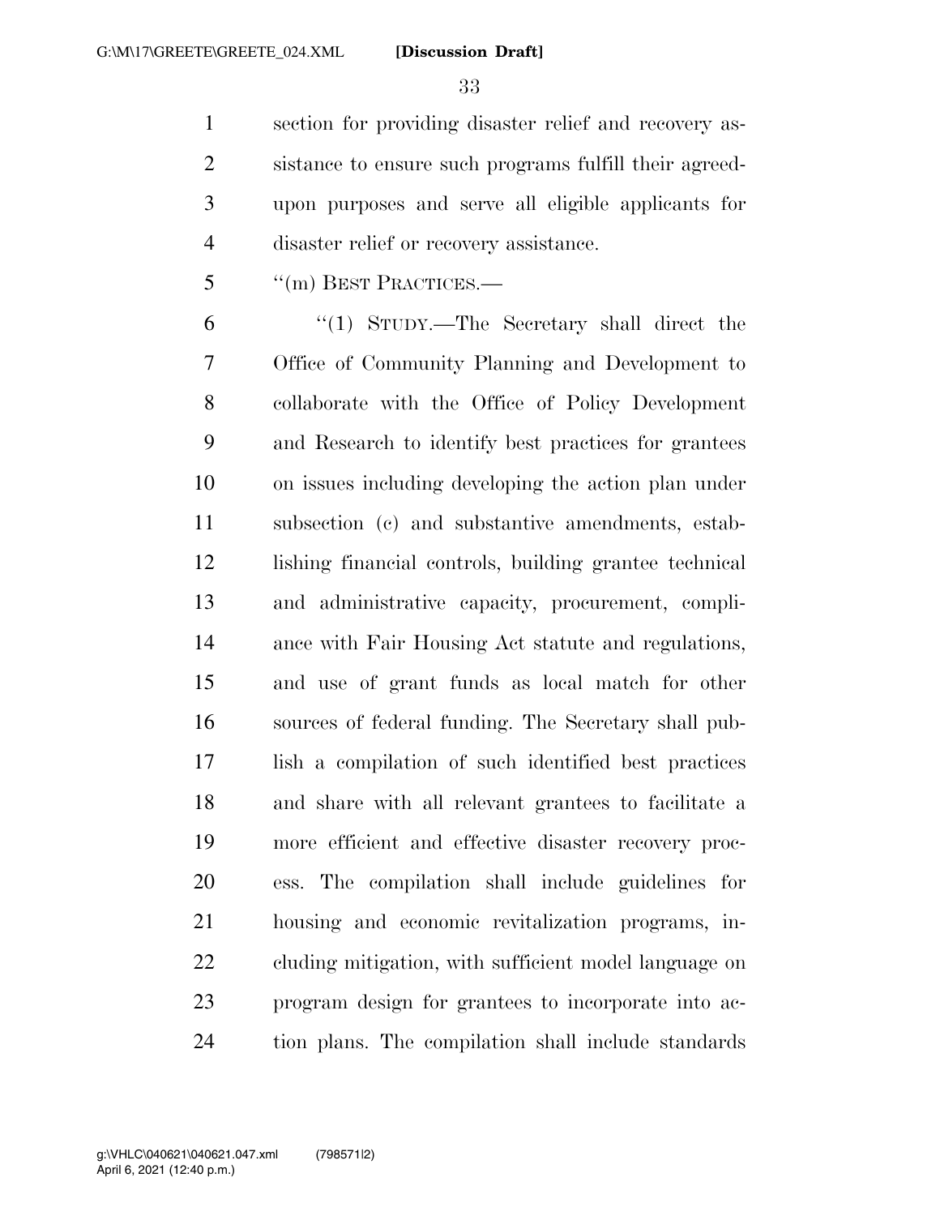section for providing disaster relief and recovery assistance to ensure such programs fulfill their agreed-upon purposes and serve all eligible applicants for disaster relief or recovery assistance.

''(m) BEST PRACTICES.—

''(1) STUDY.—The Secretary shall direct the Office of Community Planning and Development to collaborate with the Office of Policy Development and Research to identify best practices for grantees on issues including developing the action plan under subsection (c) and substantive amendments, establishing financial controls, building grantee technical and administrative capacity, procurement, compliance with Fair Housing Act statute and regulations, and use of grant funds as local match for other sources of federal funding. The Secretary shall publish a compilation of such identified best practices and share with all relevant grantees to facilitate a more efficient and effective disaster recovery process. The compilation shall include guidelines for housing and economic revitalization programs, including mitigation, with sufficient model language on program design for grantees to incorporate into action plans. The compilation shall include standards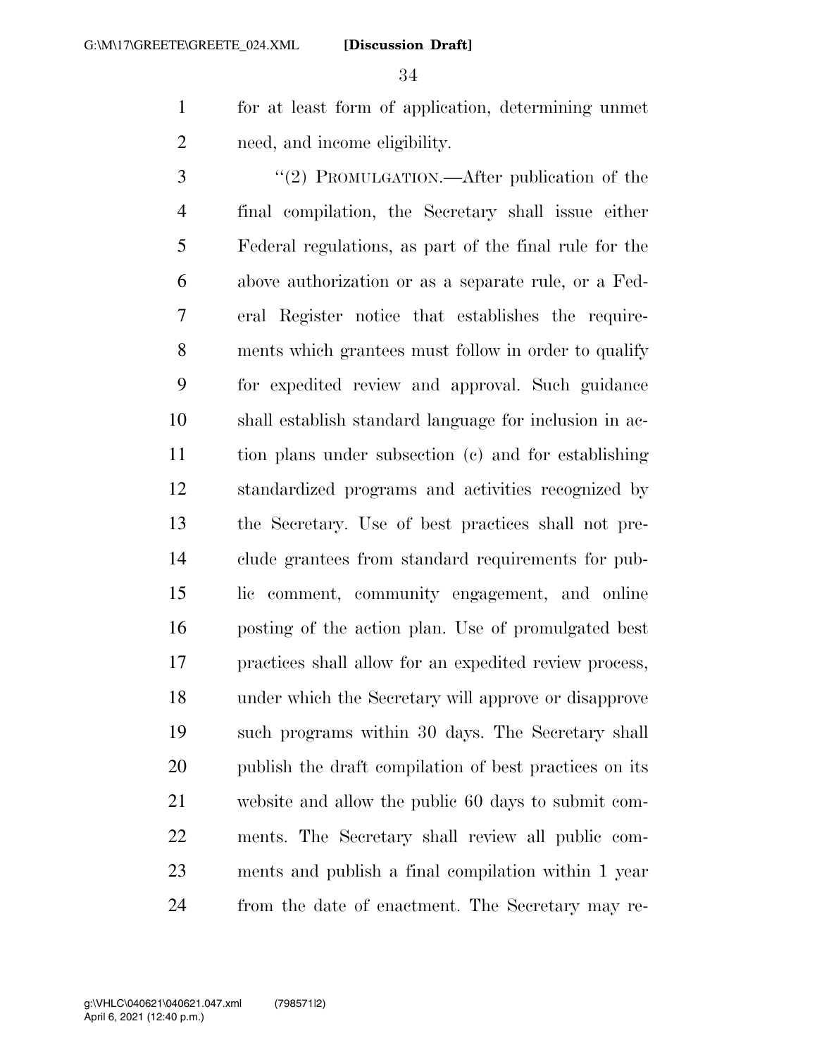for at least form of application, determining unmet need, and income eligibility.

"(2) PROMULGATION.—After publication of the final compilation, the Secretary shall issue either Federal regulations, as part of the final rule for the above authorization or as a separate rule, or a Federal Register notice that establishes the requirements which grantees must follow in order to qualify for expedited review and approval. Such guidance shall establish standard language for inclusion in action plans under subsection (c) and for establishing standardized programs and activities recognized by the Secretary. Use of best practices shall not preclude grantees from standard requirements for public comment, community engagement, and online posting of the action plan. Use of promulgated best practices shall allow for an expedited review process, under which the Secretary will approve or disapprove such programs within 30 days. The Secretary shall publish the draft compilation of best practices on its website and allow the public 60 days to submit comments. The Secretary shall review all public comments and publish a final compilation within 1 year from the date of enactment. The Secretary may re-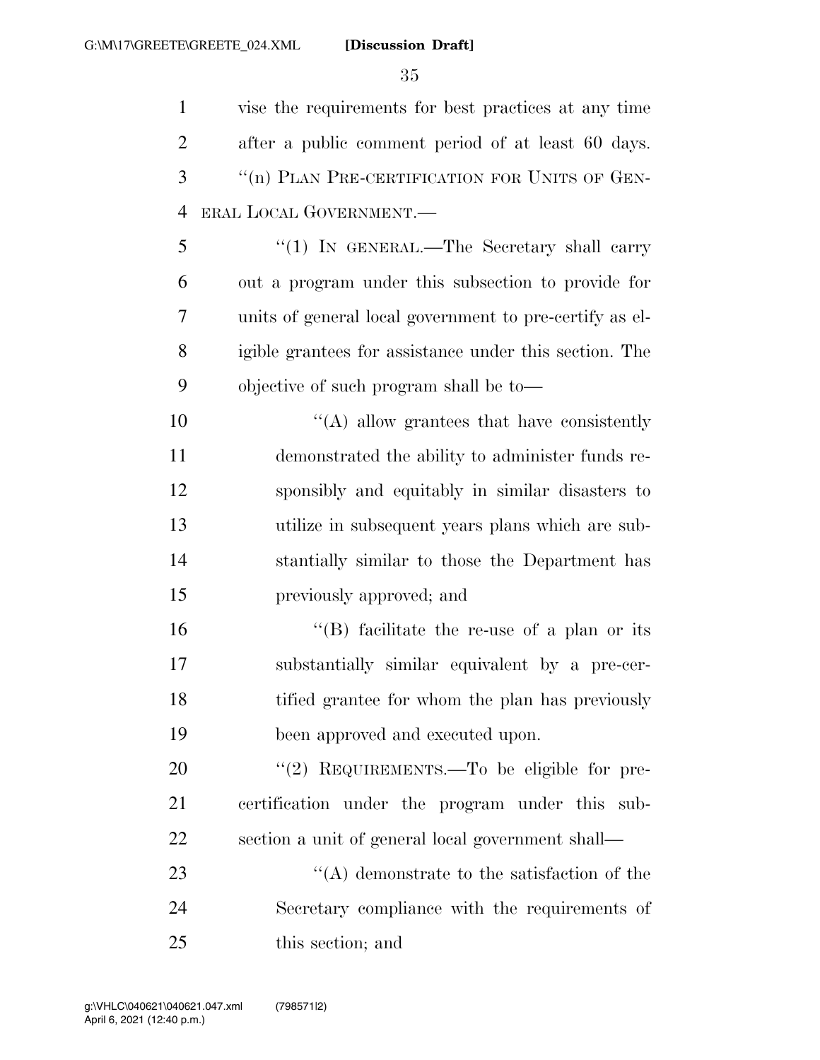vise the requirements for best practices at any time after a public comment period of at least 60 days.

''(n) PLAN PRE-CERTIFICATION FOR UNITS OF GENERAL LOCAL GOVERNMENT.—

''(1) IN GENERAL.—The Secretary shall carry out a program under this subsection to provide for units of general local government to pre-certify as eligible grantees for assistance under this section. The objective of such program shall be to—

''(A) allow grantees that have consistently demonstrated the ability to administer funds responsibly and equitably in similar disasters to utilize in subsequent years plans which are substantially similar to those the Department has previously approved; and

''(B) facilitate the re-use of a plan or its substantially similar equivalent by a pre-certified grantee for whom the plan has previously been approved and executed upon.

''(2) REQUIREMENTS.—To be eligible for pre-certification under the program under this subsection a unit of general local government shall—

''(A) demonstrate to the satisfaction of the Secretary compliance with the requirements of this section; and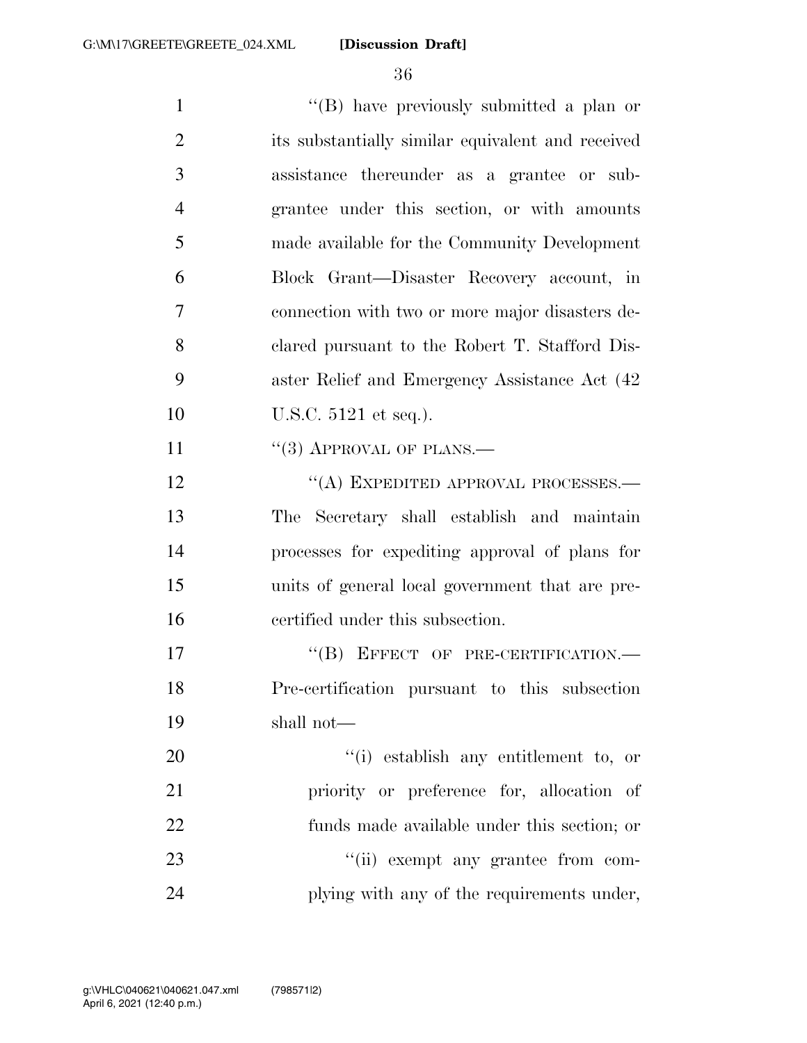''(B) have previously submitted a plan or its substantially similar equivalent and received assistance thereunder as a grantee or subgrantee under this section, or with amounts made available for the Community Development Block Grant—Disaster Recovery account, in connection with two or more major disasters declared pursuant to the Robert T. Stafford Disaster Relief and Emergency Assistance Act (42 U.S.C. 5121 et seq.).

''(3) APPROVAL OF PLANS.—

''(A) EXPEDITED APPROVAL PROCESSES.— The Secretary shall establish and maintain processes for expediting approval of plans for units of general local government that are pre-certified under this subsection.

''(B) EFFECT OF PRE-CERTIFICATION.— Pre-certification pursuant to this subsection shall not—

''(i) establish any entitlement to, or priority or preference for, allocation of funds made available under this section; or

''(ii) exempt any grantee from complying with any of the requirements under,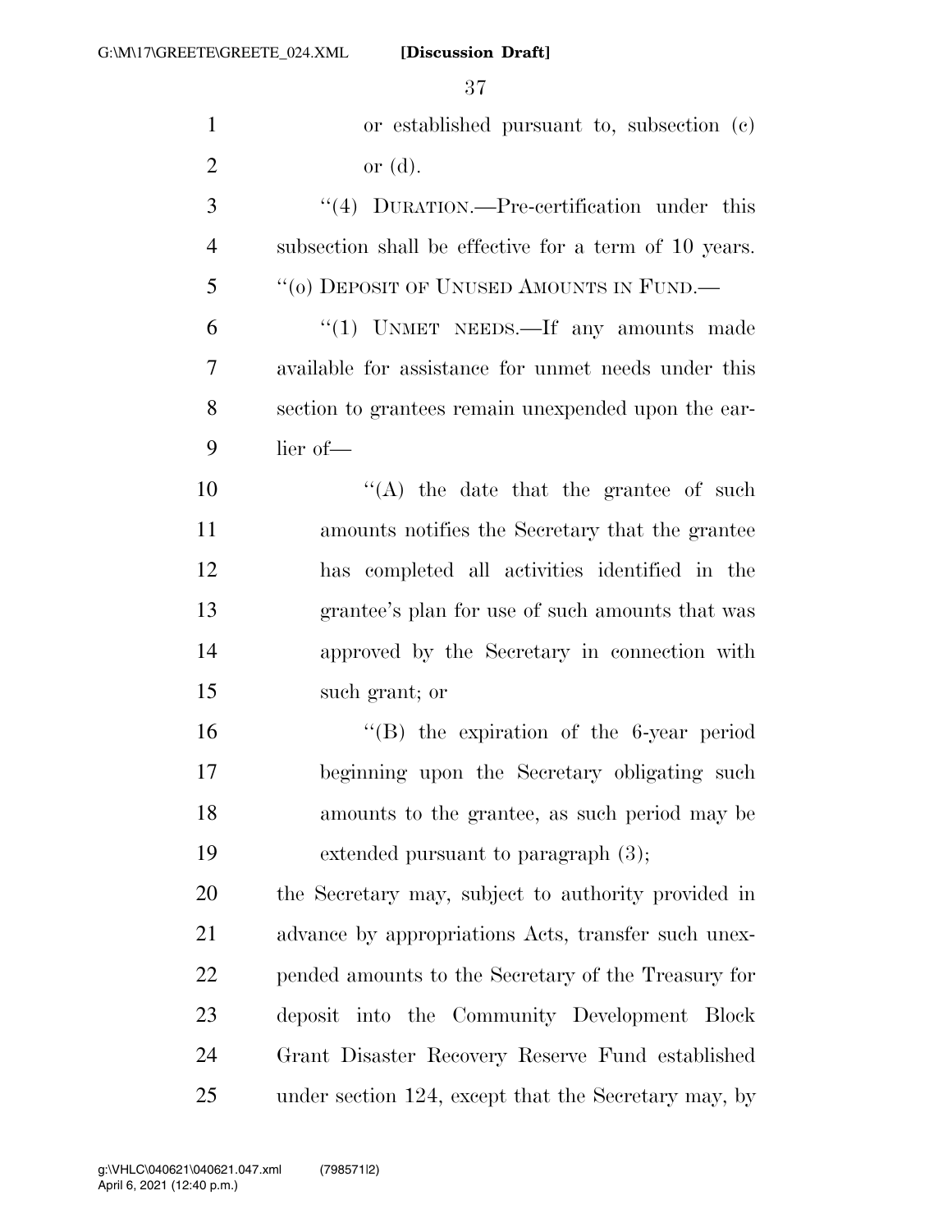or established pursuant to, subsection (c) or (d).

''(4) DURATION.—Pre-certification under this subsection shall be effective for a term of 10 years.

''(o) DEPOSIT OF UNUSED AMOUNTS IN FUND.—

''(1) UNMET NEEDS.—If any amounts made available for assistance for unmet needs under this section to grantees remain unexpended upon the earlier of—

''(A) the date that the grantee of such amounts notifies the Secretary that the grantee has completed all activities identified in the grantee's plan for use of such amounts that was approved by the Secretary in connection with such grant; or

''(B) the expiration of the 6-year period beginning upon the Secretary obligating such amounts to the grantee, as such period may be extended pursuant to paragraph (3);

the Secretary may, subject to authority provided in advance by appropriations Acts, transfer such unexpended amounts to the Secretary of the Treasury for deposit into the Community Development Block Grant Disaster Recovery Reserve Fund established under section 124, except that the Secretary may, by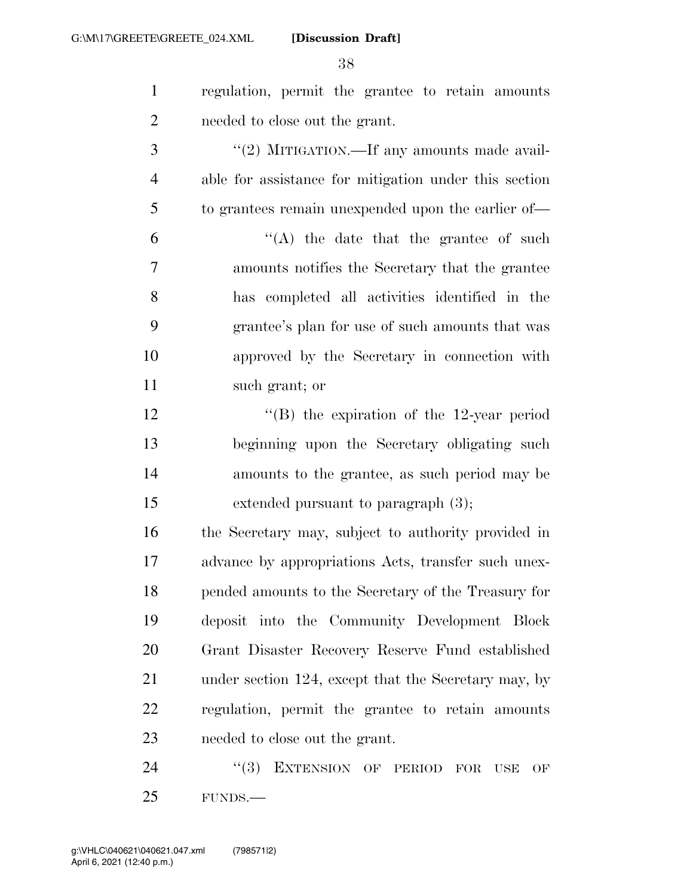regulation, permit the grantee to retain amounts needed to close out the grant.

"(2) MITIGATION.—If any amounts made available for assistance for mitigation under this section to grantees remain unexpended upon the earlier of—

"(A) the date that the grantee of such amounts notifies the Secretary that the grantee has completed all activities identified in the grantee's plan for use of such amounts that was approved by the Secretary in connection with such grant; or

"(B) the expiration of the 12-year period beginning upon the Secretary obligating such amounts to the grantee, as such period may be extended pursuant to paragraph (3);

the Secretary may, subject to authority provided in advance by appropriations Acts, transfer such unexpended amounts to the Secretary of the Treasury for deposit into the Community Development Block Grant Disaster Recovery Reserve Fund established under section 124, except that the Secretary may, by regulation, permit the grantee to retain amounts needed to close out the grant.

"(3) EXTENSION OF PERIOD FOR USE OF FUNDS.—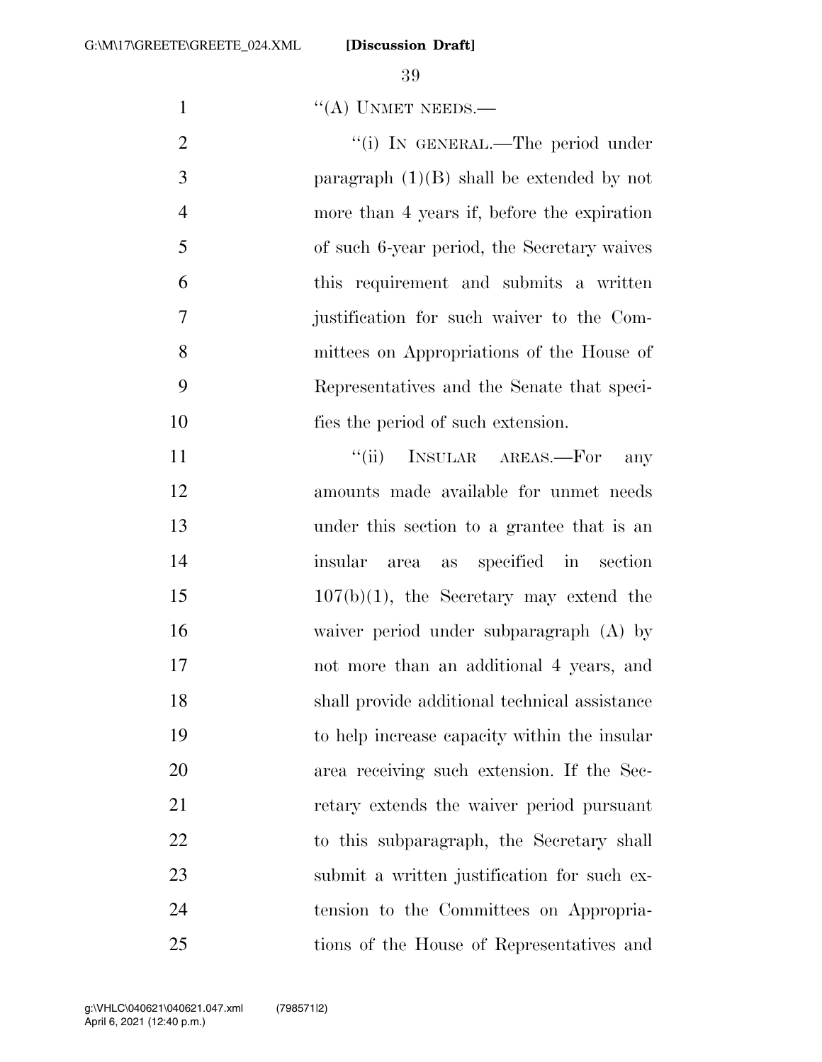"(A) UNMET NEEDS.—

"(i) IN GENERAL.—The period under paragraph (1)(B) shall be extended by not more than 4 years if, before the expiration of such 6-year period, the Secretary waives this requirement and submits a written justification for such waiver to the Committees on Appropriations of the House of Representatives and the Senate that specifies the period of such extension.

"(ii) INSULAR AREAS.—For any amounts made available for unmet needs under this section to a grantee that is an insular area as specified in section 107(b)(1), the Secretary may extend the waiver period under subparagraph (A) by not more than an additional 4 years, and shall provide additional technical assistance to help increase capacity within the insular area receiving such extension. If the Secretary extends the waiver period pursuant to this subparagraph, the Secretary shall submit a written justification for such extension to the Committees on Appropriations of the House of Representatives and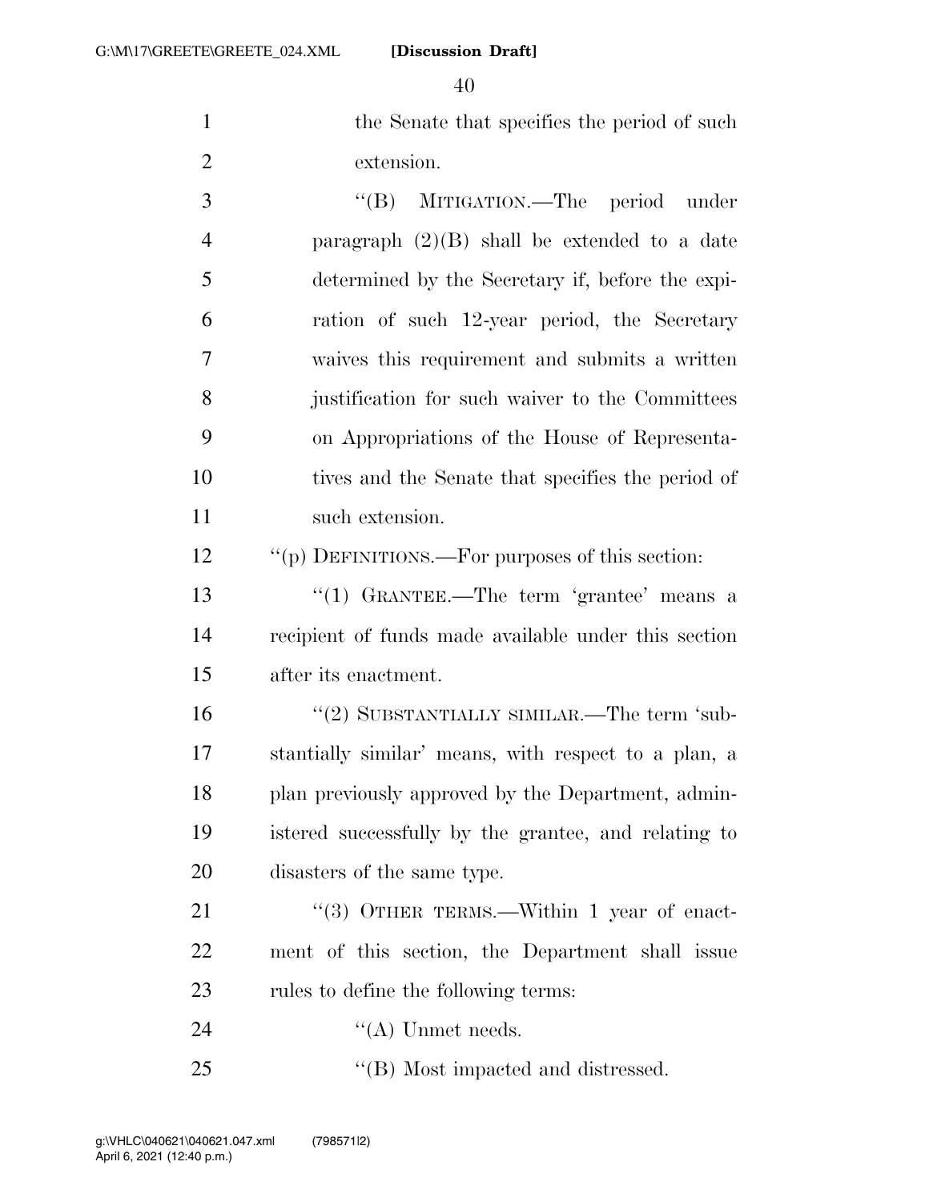the Senate that specifies the period of such extension.

''(B) MITIGATION.—The period under paragraph (2)(B) shall be extended to a date determined by the Secretary if, before the expiration of such 12-year period, the Secretary waives this requirement and submits a written justification for such waiver to the Committees on Appropriations of the House of Representatives and the Senate that specifies the period of such extension.

''(p) DEFINITIONS.—For purposes of this section:

''(1) GRANTEE.—The term 'grantee' means a recipient of funds made available under this section after its enactment.

''(2) SUBSTANTIALLY SIMILAR.—The term 'substantially similar' means, with respect to a plan, a plan previously approved by the Department, administered successfully by the grantee, and relating to disasters of the same type.

''(3) OTHER TERMS.—Within 1 year of enactment of this section, the Department shall issue rules to define the following terms:

''(A) Unmet needs.

''(B) Most impacted and distressed.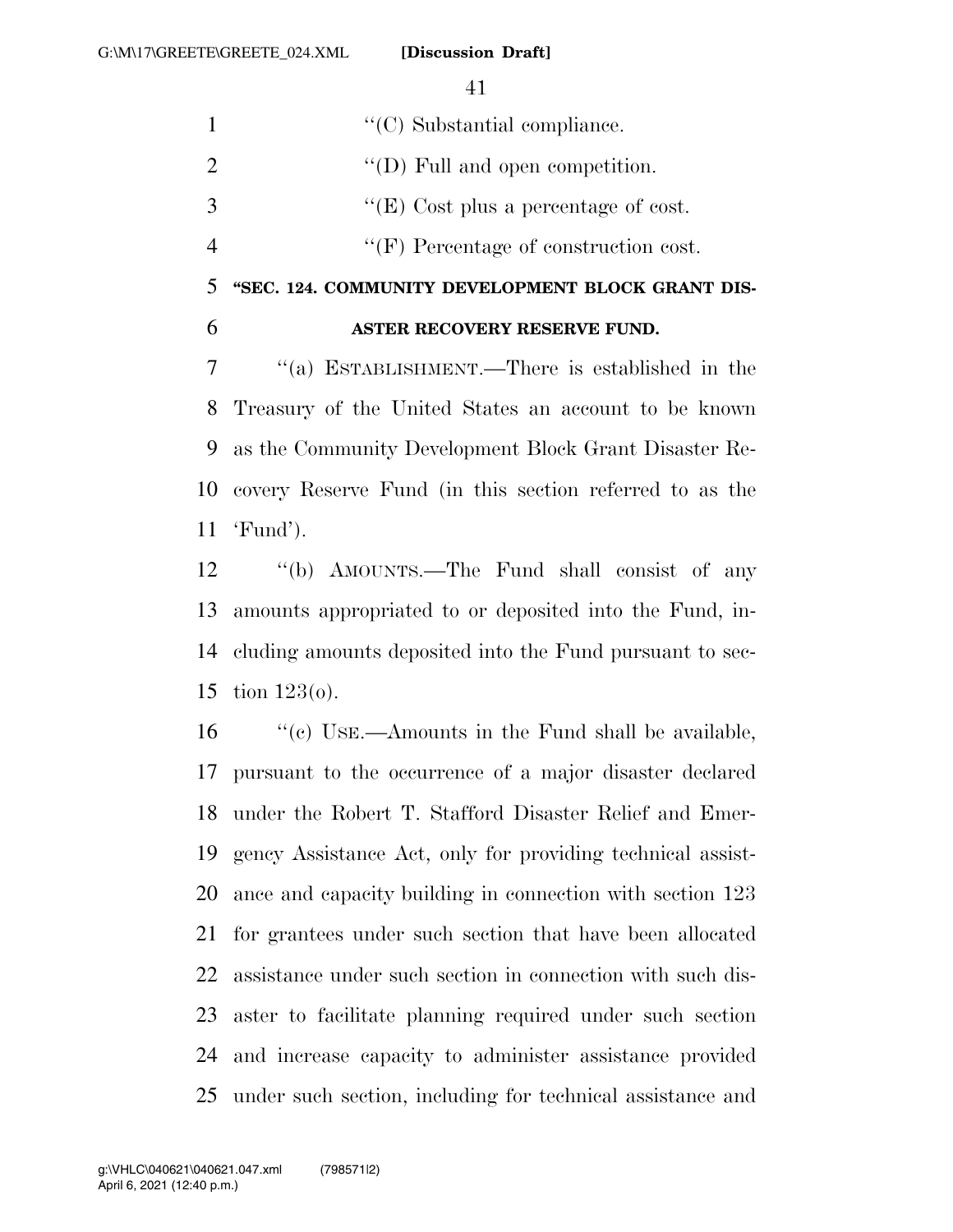''(C) Substantial compliance.

''(D) Full and open competition.

''(E) Cost plus a percentage of cost.

''(F) Percentage of construction cost.

**''SEC. 124. COMMUNITY DEVELOPMENT BLOCK GRANT DISASTER RECOVERY RESERVE FUND.**

''(a) ESTABLISHMENT.—There is established in the Treasury of the United States an account to be known as the Community Development Block Grant Disaster Recovery Reserve Fund (in this section referred to as the 'Fund').

''(b) AMOUNTS.—The Fund shall consist of any amounts appropriated to or deposited into the Fund, including amounts deposited into the Fund pursuant to section 123(o).

''(c) USE.—Amounts in the Fund shall be available, pursuant to the occurrence of a major disaster declared under the Robert T. Stafford Disaster Relief and Emergency Assistance Act, only for providing technical assistance and capacity building in connection with section 123 for grantees under such section that have been allocated assistance under such section in connection with such disaster to facilitate planning required under such section and increase capacity to administer assistance provided under such section, including for technical assistance and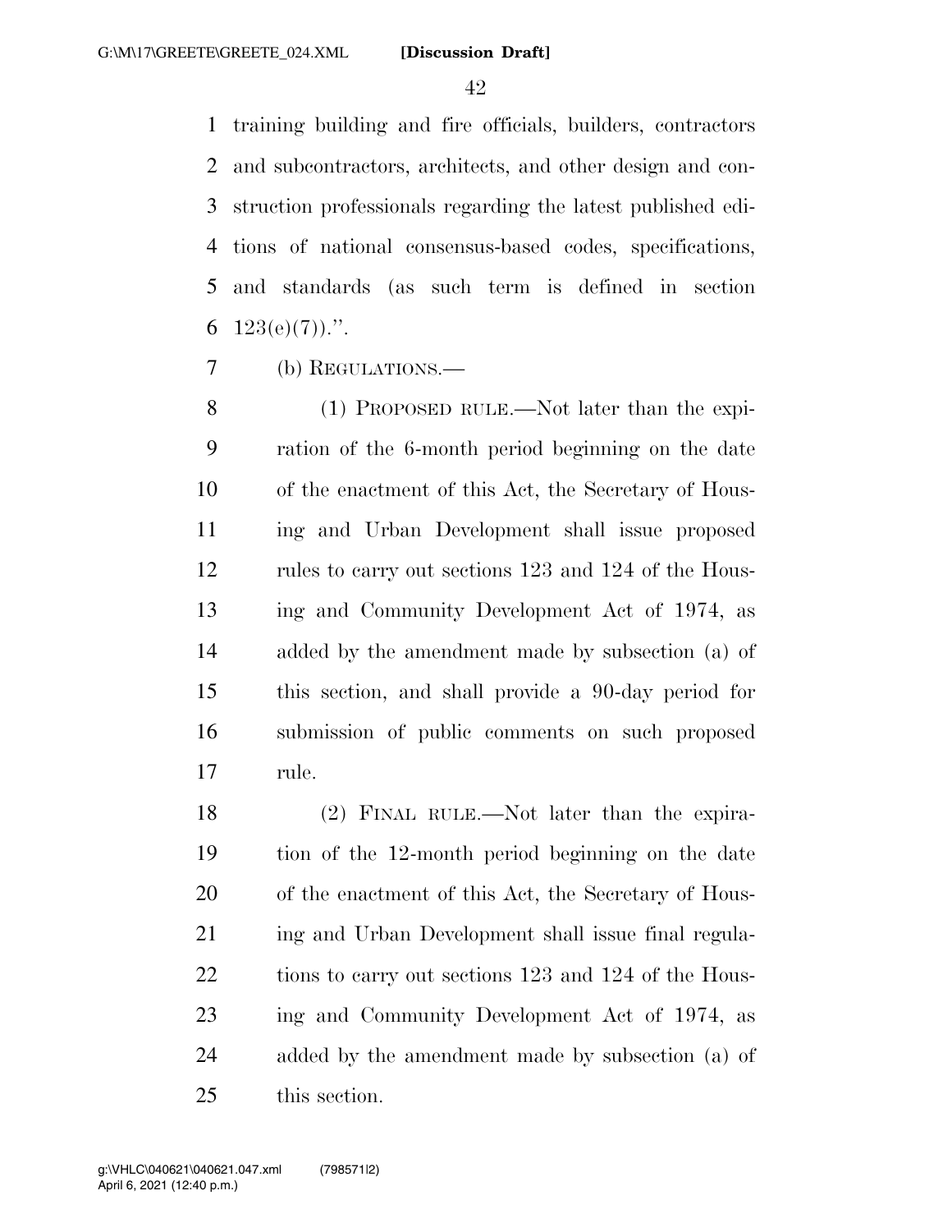training building and fire officials, builders, contractors and subcontractors, architects, and other design and construction professionals regarding the latest published editions of national consensus-based codes, specifications, and standards (as such term is defined in section 123(e)(7)).''.

(b) REGULATIONS.—

(1) PROPOSED RULE.—Not later than the expiration of the 6-month period beginning on the date of the enactment of this Act, the Secretary of Housing and Urban Development shall issue proposed rules to carry out sections 123 and 124 of the Housing and Community Development Act of 1974, as added by the amendment made by subsection (a) of this section, and shall provide a 90-day period for submission of public comments on such proposed rule.

(2) FINAL RULE.—Not later than the expiration of the 12-month period beginning on the date of the enactment of this Act, the Secretary of Housing and Urban Development shall issue final regulations to carry out sections 123 and 124 of the Housing and Community Development Act of 1974, as added by the amendment made by subsection (a) of this section.